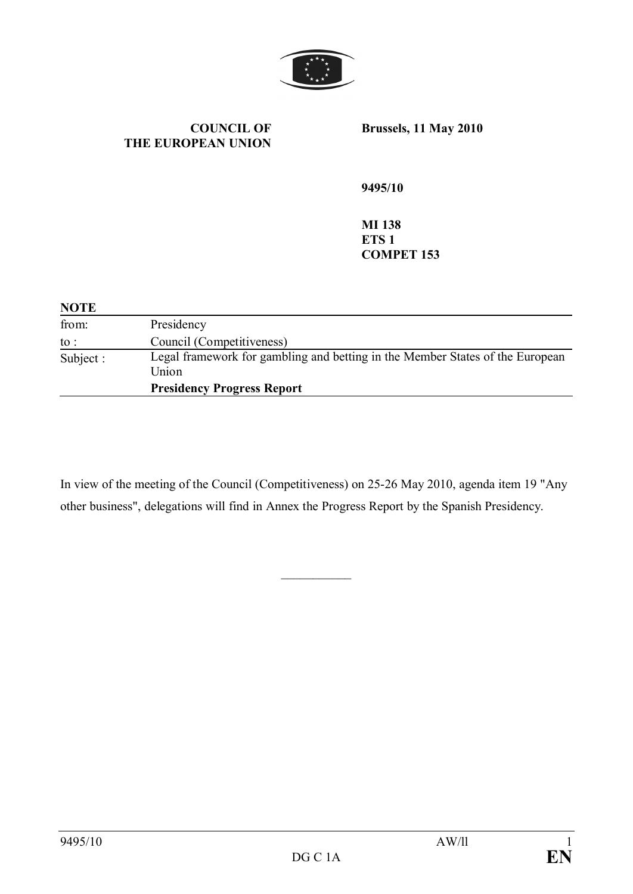**COUNCIL OF THE EUROPEAN UNION**

**Brussels, 11 May 2010**

**9495/10**

**MI 138**
**ETS 1**
**COMPET 153**

**NOTE**

| | |
|---|---|
| from: | Presidency |
| to : | Council (Competitiveness) |
| Subject : | Legal framework for gambling and betting in the Member States of the European Union<br>**Presidency Progress Report** |

In view of the meeting of the Council (Competitiveness) on 25-26 May 2010, agenda item 19 "Any other business", delegations will find in Annex the Progress Report by the Spanish Presidency.

___________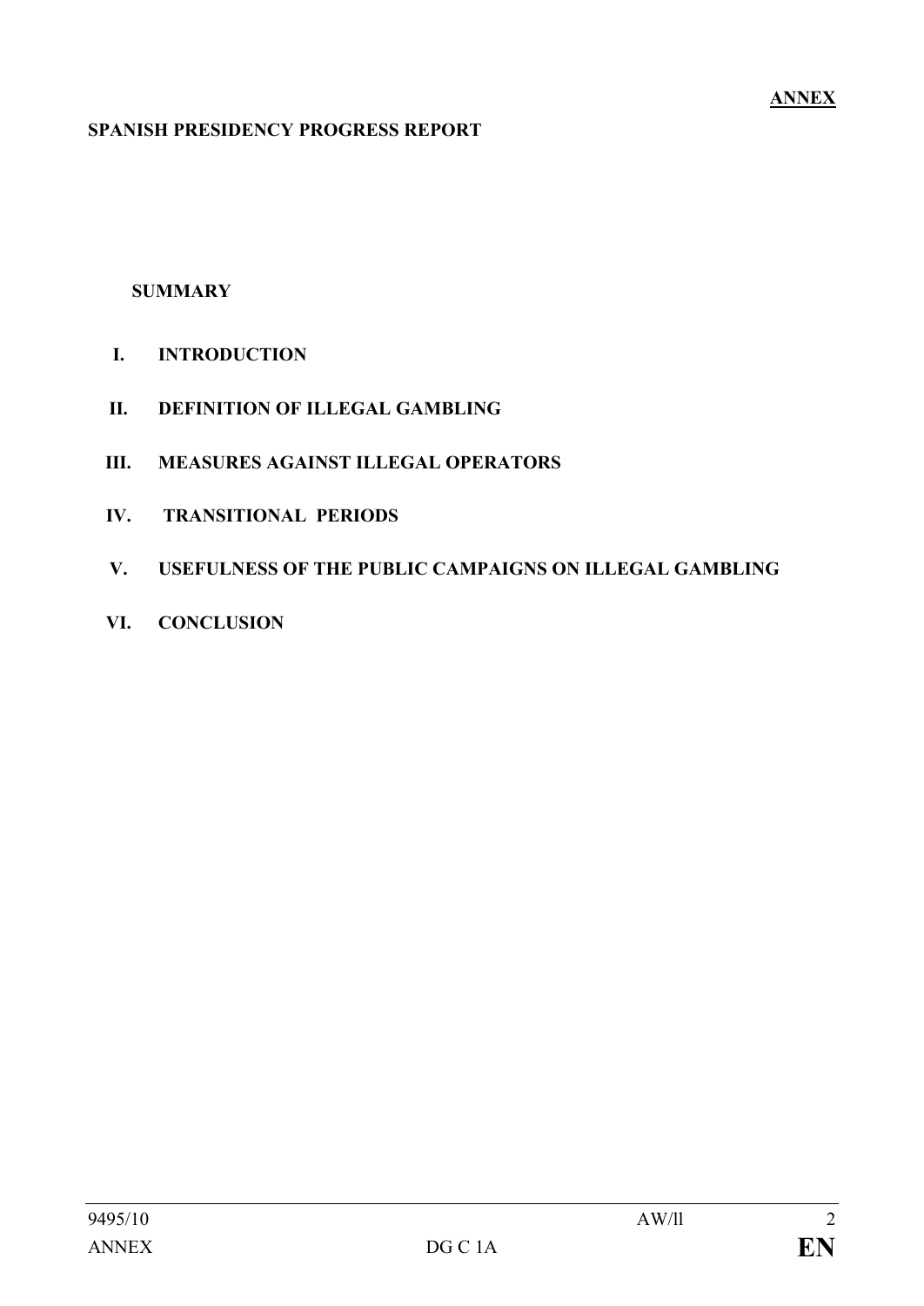**ANNEX**

**SPANISH PRESIDENCY PROGRESS REPORT**

**SUMMARY**

**I. INTRODUCTION**

**II. DEFINITION OF ILLEGAL GAMBLING**

**III. MEASURES AGAINST ILLEGAL OPERATORS**

**IV. TRANSITIONAL PERIODS**

**V. USEFULNESS OF THE PUBLIC CAMPAIGNS ON ILLEGAL GAMBLING**

**VI. CONCLUSION**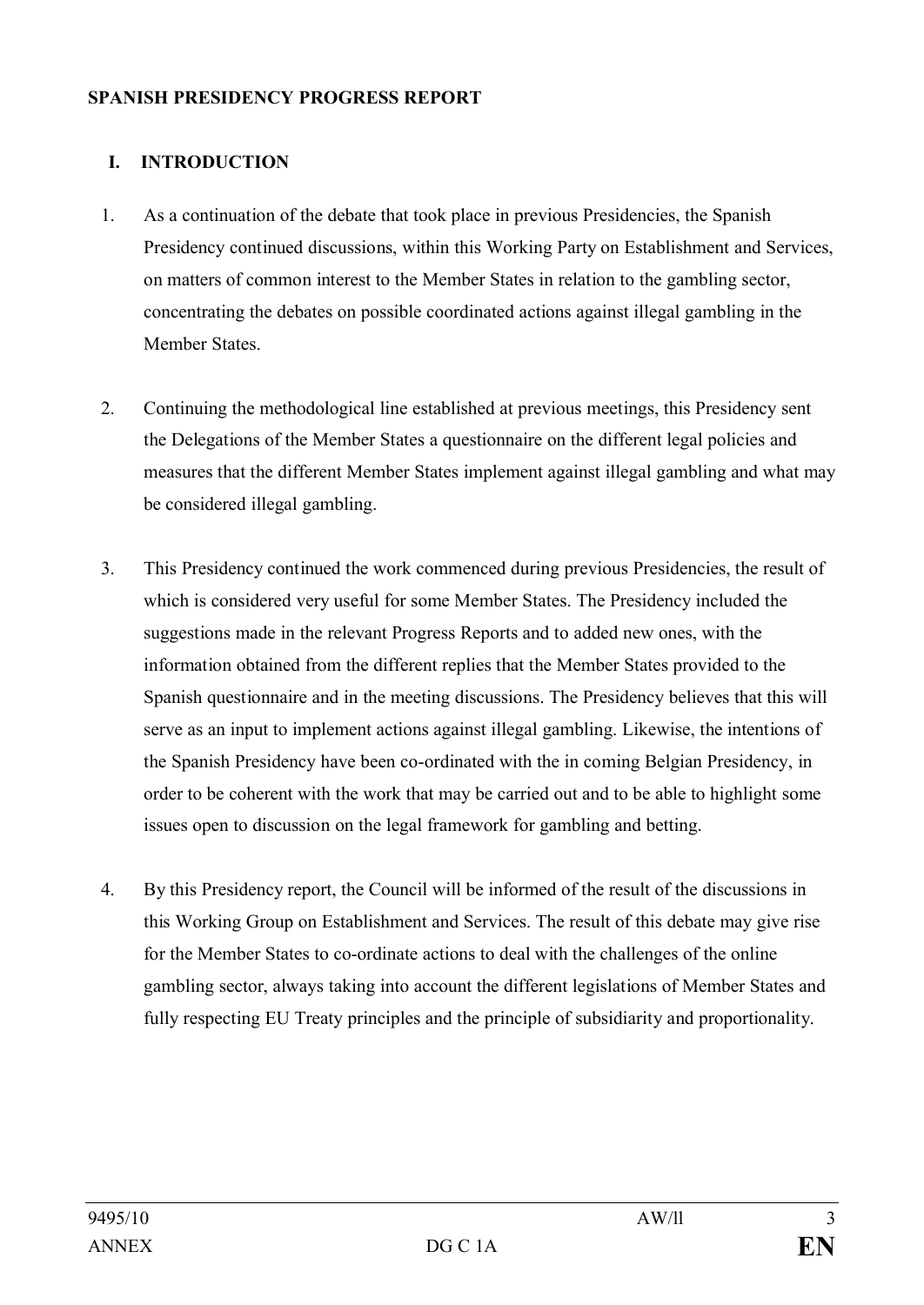**SPANISH PRESIDENCY PROGRESS REPORT**

## I. INTRODUCTION

1. As a continuation of the debate that took place in previous Presidencies, the Spanish Presidency continued discussions, within this Working Party on Establishment and Services, on matters of common interest to the Member States in relation to the gambling sector, concentrating the debates on possible coordinated actions against illegal gambling in the Member States.

2. Continuing the methodological line established at previous meetings, this Presidency sent the Delegations of the Member States a questionnaire on the different legal policies and measures that the different Member States implement against illegal gambling and what may be considered illegal gambling.

3. This Presidency continued the work commenced during previous Presidencies, the result of which is considered very useful for some Member States. The Presidency included the suggestions made in the relevant Progress Reports and to added new ones, with the information obtained from the different replies that the Member States provided to the Spanish questionnaire and in the meeting discussions. The Presidency believes that this will serve as an input to implement actions against illegal gambling. Likewise, the intentions of the Spanish Presidency have been co-ordinated with the in coming Belgian Presidency, in order to be coherent with the work that may be carried out and to be able to highlight some issues open to discussion on the legal framework for gambling and betting.

4. By this Presidency report, the Council will be informed of the result of the discussions in this Working Group on Establishment and Services. The result of this debate may give rise for the Member States to co-ordinate actions to deal with the challenges of the online gambling sector, always taking into account the different legislations of Member States and fully respecting EU Treaty principles and the principle of subsidiarity and proportionality.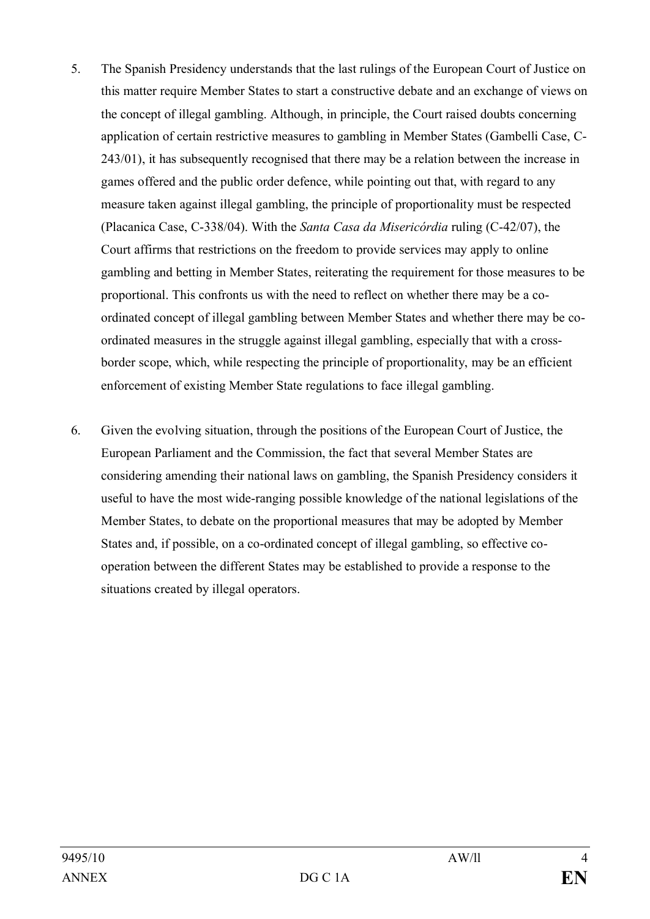5. The Spanish Presidency understands that the last rulings of the European Court of Justice on this matter require Member States to start a constructive debate and an exchange of views on the concept of illegal gambling. Although, in principle, the Court raised doubts concerning application of certain restrictive measures to gambling in Member States (Gambelli Case, C-243/01), it has subsequently recognised that there may be a relation between the increase in games offered and the public order defence, while pointing out that, with regard to any measure taken against illegal gambling, the principle of proportionality must be respected (Placanica Case, C-338/04). With the *Santa Casa da Misericórdia* ruling (C-42/07), the Court affirms that restrictions on the freedom to provide services may apply to online gambling and betting in Member States, reiterating the requirement for those measures to be proportional. This confronts us with the need to reflect on whether there may be a co-ordinated concept of illegal gambling between Member States and whether there may be co-ordinated measures in the struggle against illegal gambling, especially that with a cross-border scope, which, while respecting the principle of proportionality, may be an efficient enforcement of existing Member State regulations to face illegal gambling.

6. Given the evolving situation, through the positions of the European Court of Justice, the European Parliament and the Commission, the fact that several Member States are considering amending their national laws on gambling, the Spanish Presidency considers it useful to have the most wide-ranging possible knowledge of the national legislations of the Member States, to debate on the proportional measures that may be adopted by Member States and, if possible, on a co-ordinated concept of illegal gambling, so effective co-operation between the different States may be established to provide a response to the situations created by illegal operators.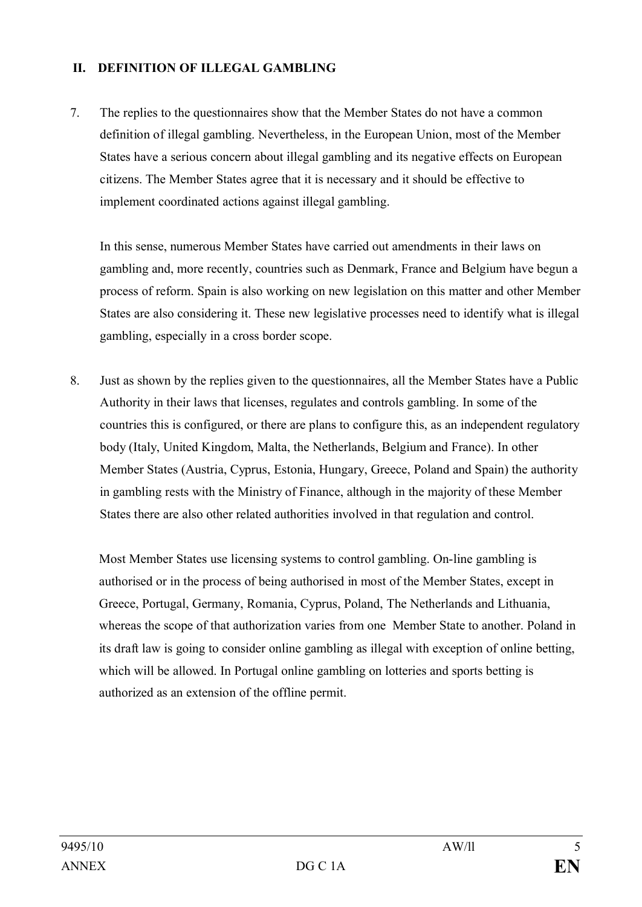## II. DEFINITION OF ILLEGAL GAMBLING

7. The replies to the questionnaires show that the Member States do not have a common definition of illegal gambling. Nevertheless, in the European Union, most of the Member States have a serious concern about illegal gambling and its negative effects on European citizens. The Member States agree that it is necessary and it should be effective to implement coordinated actions against illegal gambling.

   In this sense, numerous Member States have carried out amendments in their laws on gambling and, more recently, countries such as Denmark, France and Belgium have begun a process of reform. Spain is also working on new legislation on this matter and other Member States are also considering it. These new legislative processes need to identify what is illegal gambling, especially in a cross border scope.

8. Just as shown by the replies given to the questionnaires, all the Member States have a Public Authority in their laws that licenses, regulates and controls gambling. In some of the countries this is configured, or there are plans to configure this, as an independent regulatory body (Italy, United Kingdom, Malta, the Netherlands, Belgium and France). In other Member States (Austria, Cyprus, Estonia, Hungary, Greece, Poland and Spain) the authority in gambling rests with the Ministry of Finance, although in the majority of these Member States there are also other related authorities involved in that regulation and control.

   Most Member States use licensing systems to control gambling. On-line gambling is authorised or in the process of being authorised in most of the Member States, except in Greece, Portugal, Germany, Romania, Cyprus, Poland, The Netherlands and Lithuania, whereas the scope of that authorization varies from one Member State to another. Poland in its draft law is going to consider online gambling as illegal with exception of online betting, which will be allowed. In Portugal online gambling on lotteries and sports betting is authorized as an extension of the offline permit.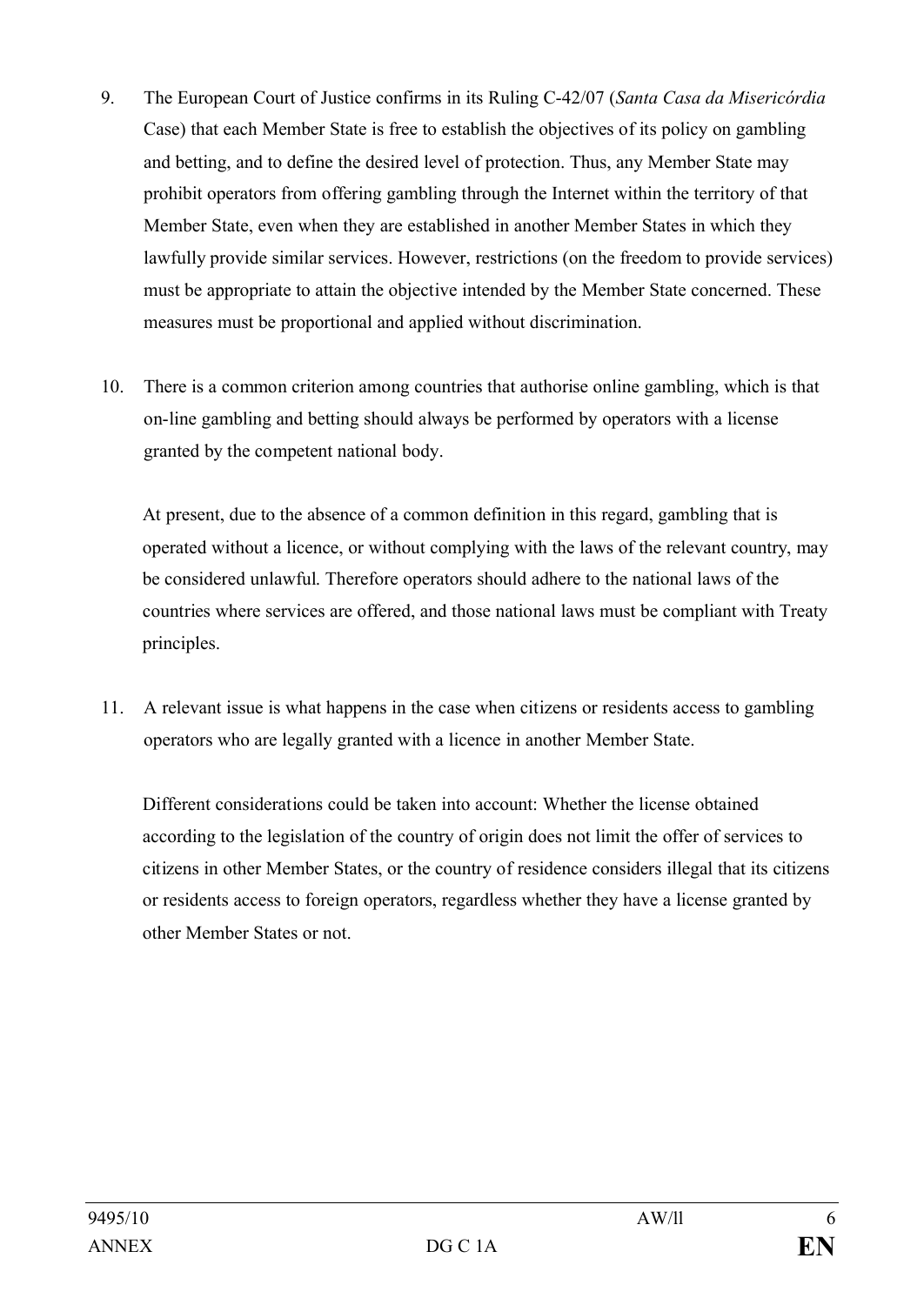9. The European Court of Justice confirms in its Ruling C-42/07 (*Santa Casa da Misericórdia* Case) that each Member State is free to establish the objectives of its policy on gambling and betting, and to define the desired level of protection. Thus, any Member State may prohibit operators from offering gambling through the Internet within the territory of that Member State, even when they are established in another Member States in which they lawfully provide similar services. However, restrictions (on the freedom to provide services) must be appropriate to attain the objective intended by the Member State concerned. These measures must be proportional and applied without discrimination.

10. There is a common criterion among countries that authorise online gambling, which is that on-line gambling and betting should always be performed by operators with a license granted by the competent national body.

    At present, due to the absence of a common definition in this regard, gambling that is operated without a licence, or without complying with the laws of the relevant country, may be considered unlawful. Therefore operators should adhere to the national laws of the countries where services are offered, and those national laws must be compliant with Treaty principles.

11. A relevant issue is what happens in the case when citizens or residents access to gambling operators who are legally granted with a licence in another Member State.

    Different considerations could be taken into account: Whether the license obtained according to the legislation of the country of origin does not limit the offer of services to citizens in other Member States, or the country of residence considers illegal that its citizens or residents access to foreign operators, regardless whether they have a license granted by other Member States or not.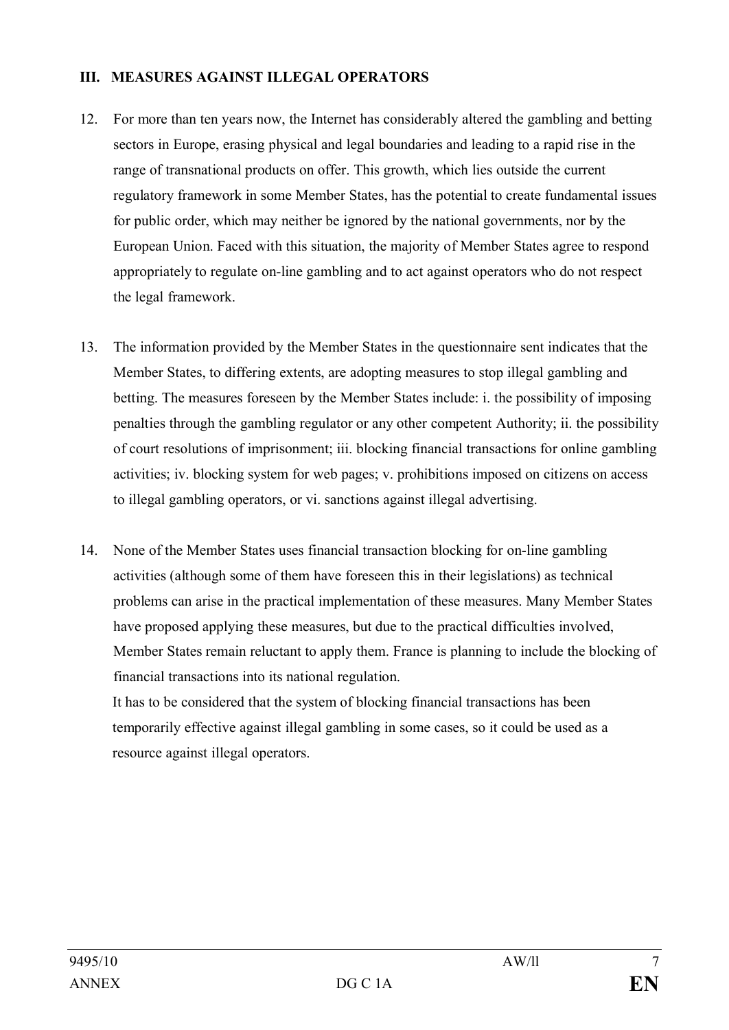### III. MEASURES AGAINST ILLEGAL OPERATORS

12. For more than ten years now, the Internet has considerably altered the gambling and betting sectors in Europe, erasing physical and legal boundaries and leading to a rapid rise in the range of transnational products on offer. This growth, which lies outside the current regulatory framework in some Member States, has the potential to create fundamental issues for public order, which may neither be ignored by the national governments, nor by the European Union. Faced with this situation, the majority of Member States agree to respond appropriately to regulate on-line gambling and to act against operators who do not respect the legal framework.

13. The information provided by the Member States in the questionnaire sent indicates that the Member States, to differing extents, are adopting measures to stop illegal gambling and betting. The measures foreseen by the Member States include: i. the possibility of imposing penalties through the gambling regulator or any other competent Authority; ii. the possibility of court resolutions of imprisonment; iii. blocking financial transactions for online gambling activities; iv. blocking system for web pages; v. prohibitions imposed on citizens on access to illegal gambling operators, or vi. sanctions against illegal advertising.

14. None of the Member States uses financial transaction blocking for on-line gambling activities (although some of them have foreseen this in their legislations) as technical problems can arise in the practical implementation of these measures. Many Member States have proposed applying these measures, but due to the practical difficulties involved, Member States remain reluctant to apply them. France is planning to include the blocking of financial transactions into its national regulation.

    It has to be considered that the system of blocking financial transactions has been temporarily effective against illegal gambling in some cases, so it could be used as a resource against illegal operators.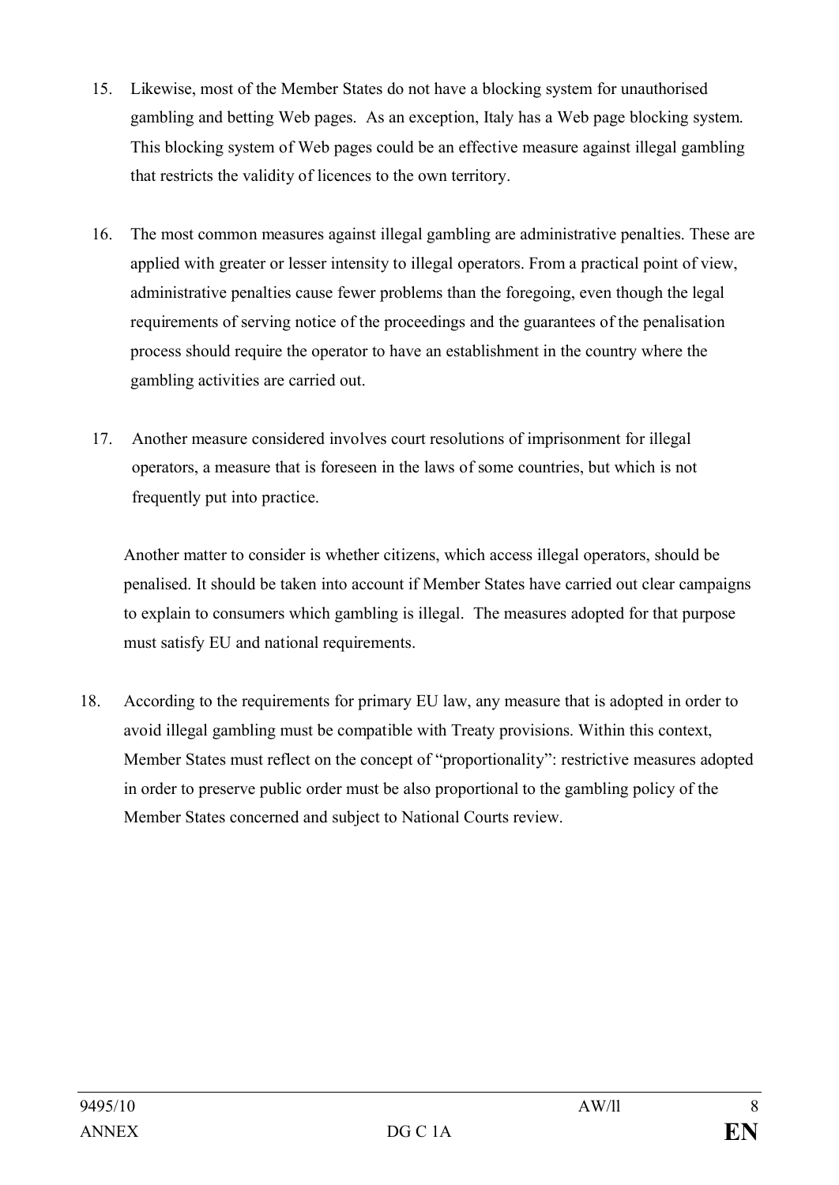15. Likewise, most of the Member States do not have a blocking system for unauthorised gambling and betting Web pages. As an exception, Italy has a Web page blocking system. This blocking system of Web pages could be an effective measure against illegal gambling that restricts the validity of licences to the own territory.

16. The most common measures against illegal gambling are administrative penalties. These are applied with greater or lesser intensity to illegal operators. From a practical point of view, administrative penalties cause fewer problems than the foregoing, even though the legal requirements of serving notice of the proceedings and the guarantees of the penalisation process should require the operator to have an establishment in the country where the gambling activities are carried out.

17. Another measure considered involves court resolutions of imprisonment for illegal operators, a measure that is foreseen in the laws of some countries, but which is not frequently put into practice.

    Another matter to consider is whether citizens, which access illegal operators, should be penalised. It should be taken into account if Member States have carried out clear campaigns to explain to consumers which gambling is illegal. The measures adopted for that purpose must satisfy EU and national requirements.

18. According to the requirements for primary EU law, any measure that is adopted in order to avoid illegal gambling must be compatible with Treaty provisions. Within this context, Member States must reflect on the concept of "proportionality": restrictive measures adopted in order to preserve public order must be also proportional to the gambling policy of the Member States concerned and subject to National Courts review.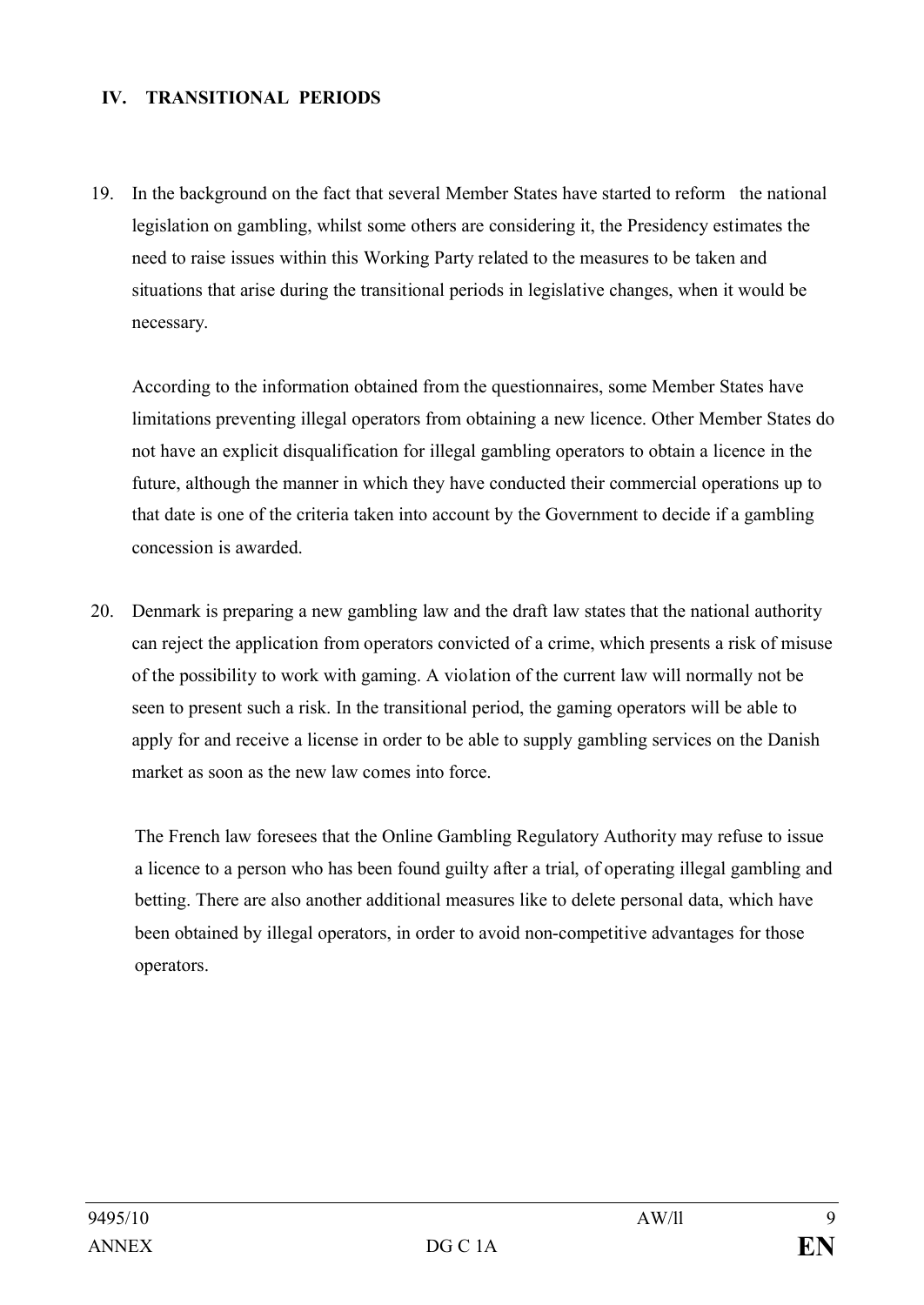## IV. TRANSITIONAL PERIODS

19. In the background on the fact that several Member States have started to reform the national legislation on gambling, whilst some others are considering it, the Presidency estimates the need to raise issues within this Working Party related to the measures to be taken and situations that arise during the transitional periods in legislative changes, when it would be necessary.

    According to the information obtained from the questionnaires, some Member States have limitations preventing illegal operators from obtaining a new licence. Other Member States do not have an explicit disqualification for illegal gambling operators to obtain a licence in the future, although the manner in which they have conducted their commercial operations up to that date is one of the criteria taken into account by the Government to decide if a gambling concession is awarded.

20. Denmark is preparing a new gambling law and the draft law states that the national authority can reject the application from operators convicted of a crime, which presents a risk of misuse of the possibility to work with gaming. A violation of the current law will normally not be seen to present such a risk. In the transitional period, the gaming operators will be able to apply for and receive a license in order to be able to supply gambling services on the Danish market as soon as the new law comes into force.

    The French law foresees that the Online Gambling Regulatory Authority may refuse to issue a licence to a person who has been found guilty after a trial, of operating illegal gambling and betting. There are also another additional measures like to delete personal data, which have been obtained by illegal operators, in order to avoid non-competitive advantages for those operators.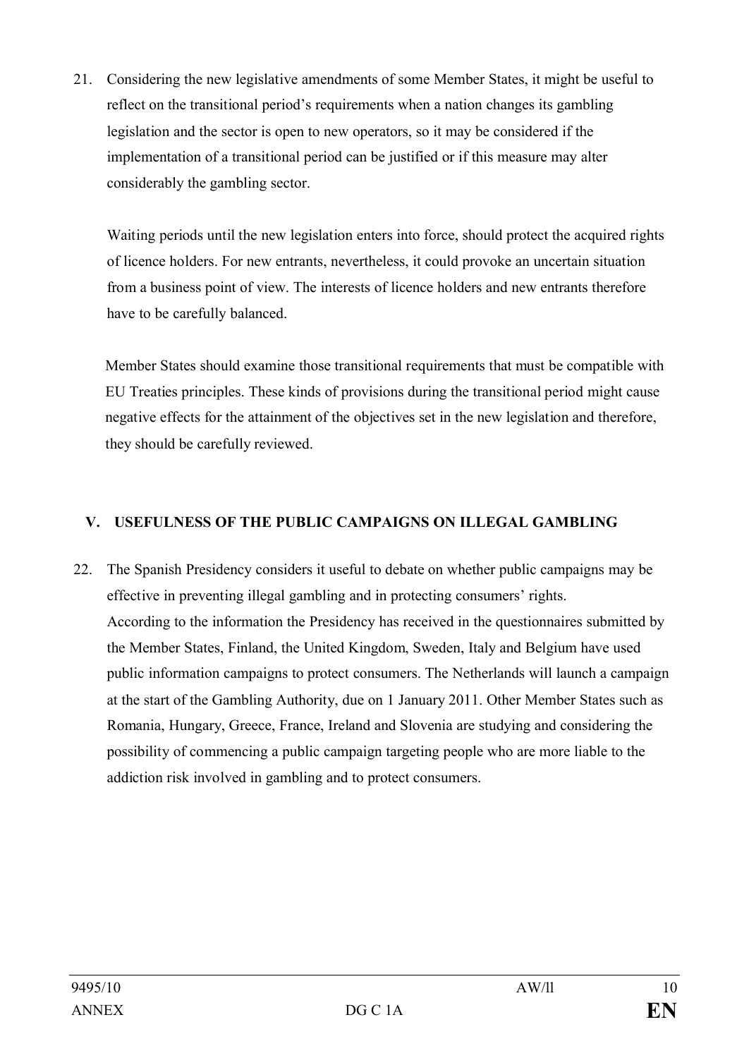21. Considering the new legislative amendments of some Member States, it might be useful to reflect on the transitional period's requirements when a nation changes its gambling legislation and the sector is open to new operators, so it may be considered if the implementation of a transitional period can be justified or if this measure may alter considerably the gambling sector.

    Waiting periods until the new legislation enters into force, should protect the acquired rights of licence holders. For new entrants, nevertheless, it could provoke an uncertain situation from a business point of view. The interests of licence holders and new entrants therefore have to be carefully balanced.

    Member States should examine those transitional requirements that must be compatible with EU Treaties principles. These kinds of provisions during the transitional period might cause negative effects for the attainment of the objectives set in the new legislation and therefore, they should be carefully reviewed.

## V. USEFULNESS OF THE PUBLIC CAMPAIGNS ON ILLEGAL GAMBLING

22. The Spanish Presidency considers it useful to debate on whether public campaigns may be effective in preventing illegal gambling and in protecting consumers' rights.
    According to the information the Presidency has received in the questionnaires submitted by the Member States, Finland, the United Kingdom, Sweden, Italy and Belgium have used public information campaigns to protect consumers. The Netherlands will launch a campaign at the start of the Gambling Authority, due on 1 January 2011. Other Member States such as Romania, Hungary, Greece, France, Ireland and Slovenia are studying and considering the possibility of commencing a public campaign targeting people who are more liable to the addiction risk involved in gambling and to protect consumers.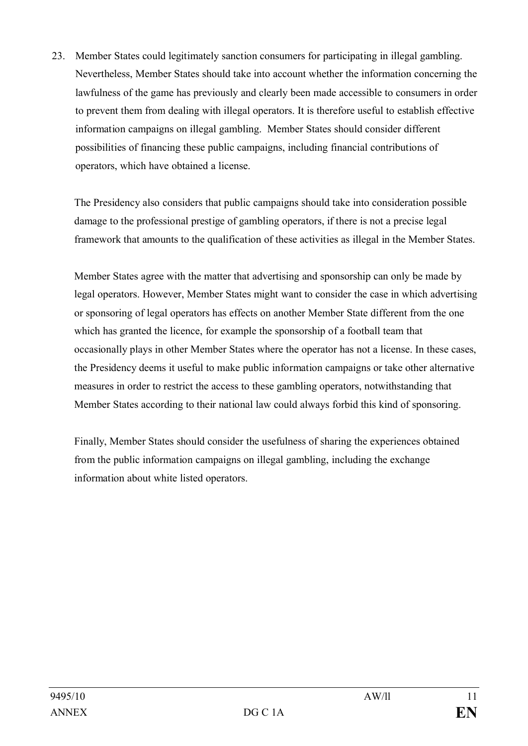23. Member States could legitimately sanction consumers for participating in illegal gambling. Nevertheless, Member States should take into account whether the information concerning the lawfulness of the game has previously and clearly been made accessible to consumers in order to prevent them from dealing with illegal operators. It is therefore useful to establish effective information campaigns on illegal gambling. Member States should consider different possibilities of financing these public campaigns, including financial contributions of operators, which have obtained a license.

    The Presidency also considers that public campaigns should take into consideration possible damage to the professional prestige of gambling operators, if there is not a precise legal framework that amounts to the qualification of these activities as illegal in the Member States.

    Member States agree with the matter that advertising and sponsorship can only be made by legal operators. However, Member States might want to consider the case in which advertising or sponsoring of legal operators has effects on another Member State different from the one which has granted the licence, for example the sponsorship of a football team that occasionally plays in other Member States where the operator has not a license. In these cases, the Presidency deems it useful to make public information campaigns or take other alternative measures in order to restrict the access to these gambling operators, notwithstanding that Member States according to their national law could always forbid this kind of sponsoring.

    Finally, Member States should consider the usefulness of sharing the experiences obtained from the public information campaigns on illegal gambling, including the exchange information about white listed operators.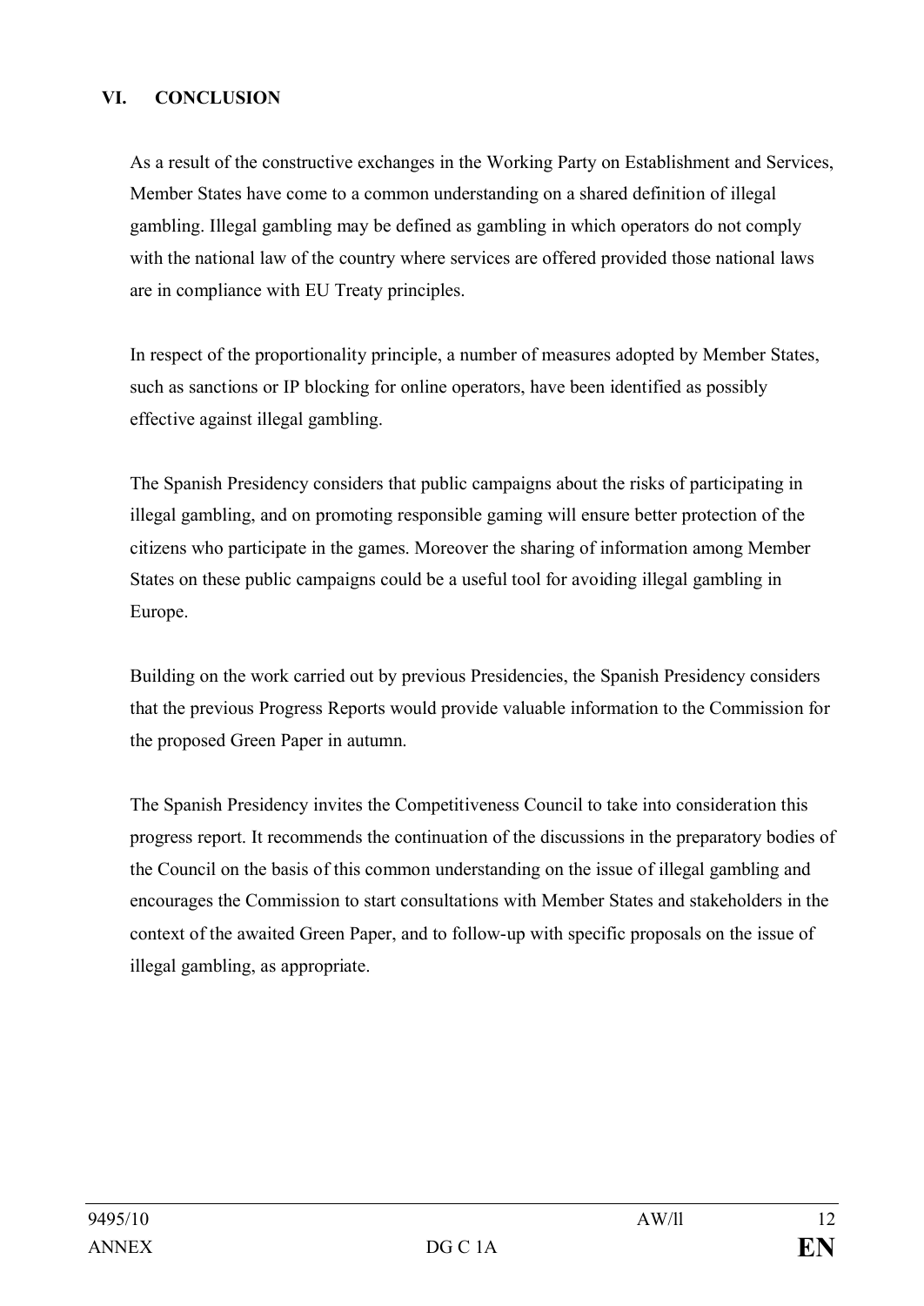## VI. CONCLUSION

As a result of the constructive exchanges in the Working Party on Establishment and Services, Member States have come to a common understanding on a shared definition of illegal gambling. Illegal gambling may be defined as gambling in which operators do not comply with the national law of the country where services are offered provided those national laws are in compliance with EU Treaty principles.

In respect of the proportionality principle, a number of measures adopted by Member States, such as sanctions or IP blocking for online operators, have been identified as possibly effective against illegal gambling.

The Spanish Presidency considers that public campaigns about the risks of participating in illegal gambling, and on promoting responsible gaming will ensure better protection of the citizens who participate in the games. Moreover the sharing of information among Member States on these public campaigns could be a useful tool for avoiding illegal gambling in Europe.

Building on the work carried out by previous Presidencies, the Spanish Presidency considers that the previous Progress Reports would provide valuable information to the Commission for the proposed Green Paper in autumn.

The Spanish Presidency invites the Competitiveness Council to take into consideration this progress report. It recommends the continuation of the discussions in the preparatory bodies of the Council on the basis of this common understanding on the issue of illegal gambling and encourages the Commission to start consultations with Member States and stakeholders in the context of the awaited Green Paper, and to follow-up with specific proposals on the issue of illegal gambling, as appropriate.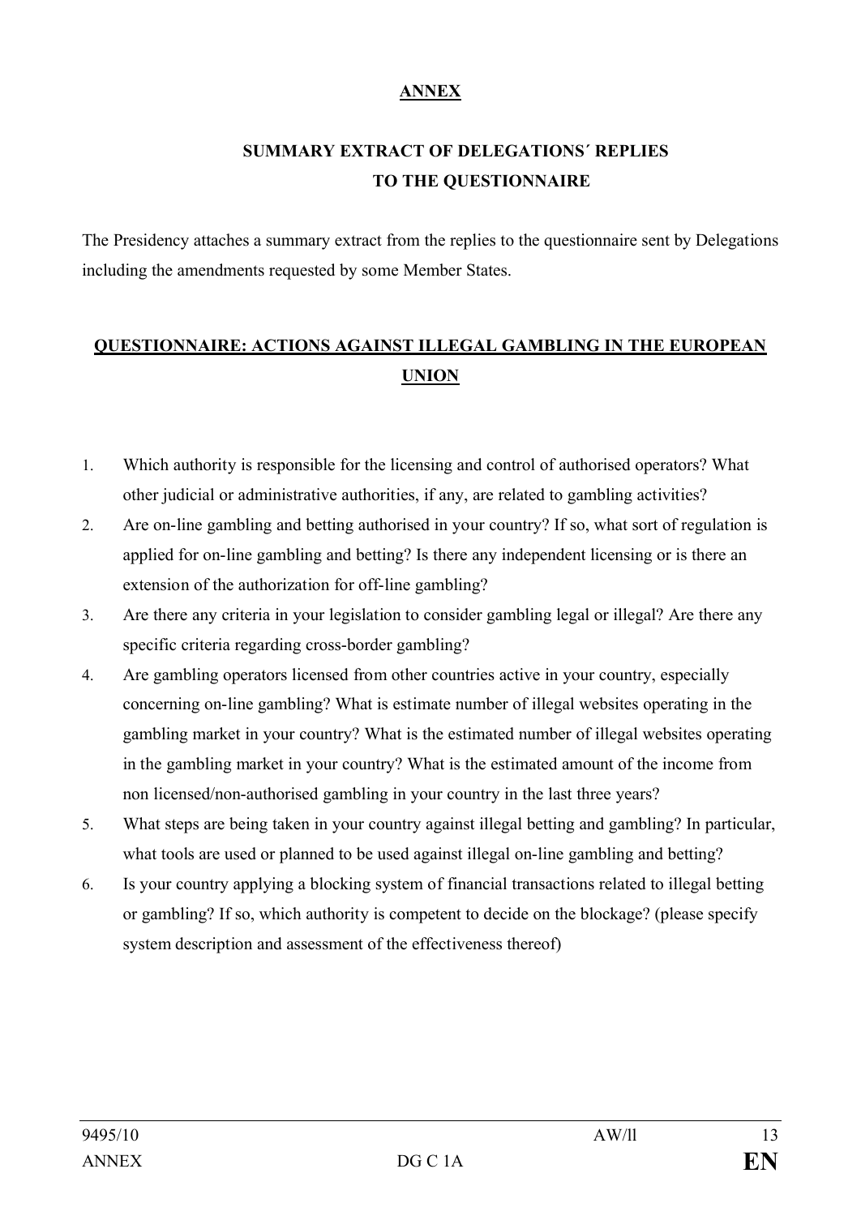# ANNEX

## SUMMARY EXTRACT OF DELEGATIONS´ REPLIES TO THE QUESTIONNAIRE

The Presidency attaches a summary extract from the replies to the questionnaire sent by Delegations including the amendments requested by some Member States.

## QUESTIONNAIRE: ACTIONS AGAINST ILLEGAL GAMBLING IN THE EUROPEAN UNION

1. Which authority is responsible for the licensing and control of authorised operators? What other judicial or administrative authorities, if any, are related to gambling activities?
2. Are on-line gambling and betting authorised in your country? If so, what sort of regulation is applied for on-line gambling and betting? Is there any independent licensing or is there an extension of the authorization for off-line gambling?
3. Are there any criteria in your legislation to consider gambling legal or illegal? Are there any specific criteria regarding cross-border gambling?
4. Are gambling operators licensed from other countries active in your country, especially concerning on-line gambling? What is estimate number of illegal websites operating in the gambling market in your country? What is the estimated number of illegal websites operating in the gambling market in your country? What is the estimated amount of the income from non licensed/non-authorised gambling in your country in the last three years?
5. What steps are being taken in your country against illegal betting and gambling? In particular, what tools are used or planned to be used against illegal on-line gambling and betting?
6. Is your country applying a blocking system of financial transactions related to illegal betting or gambling? If so, which authority is competent to decide on the blockage? (please specify system description and assessment of the effectiveness thereof)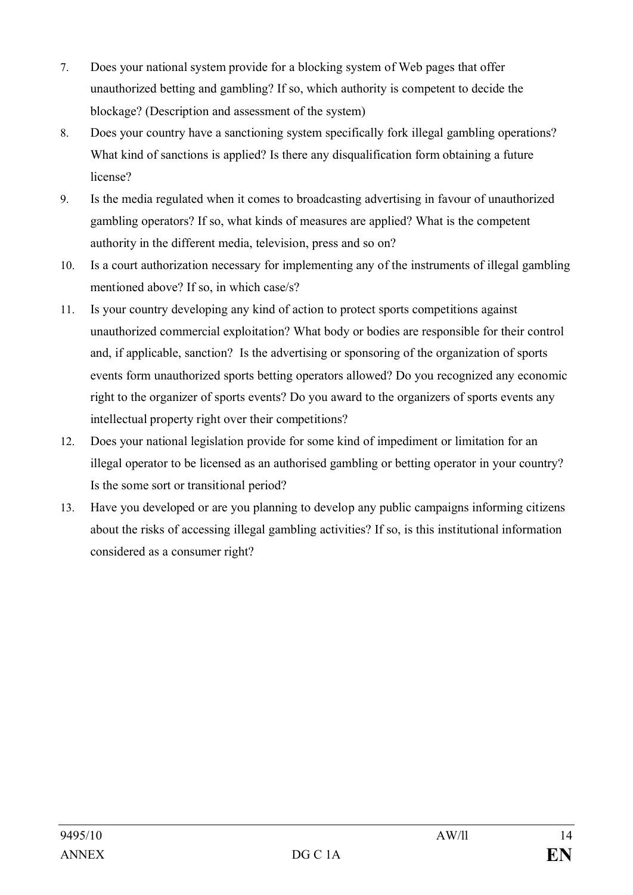7. Does your national system provide for a blocking system of Web pages that offer unauthorized betting and gambling? If so, which authority is competent to decide the blockage? (Description and assessment of the system)
8. Does your country have a sanctioning system specifically fork illegal gambling operations? What kind of sanctions is applied? Is there any disqualification form obtaining a future license?
9. Is the media regulated when it comes to broadcasting advertising in favour of unauthorized gambling operators? If so, what kinds of measures are applied? What is the competent authority in the different media, television, press and so on?
10. Is a court authorization necessary for implementing any of the instruments of illegal gambling mentioned above? If so, in which case/s?
11. Is your country developing any kind of action to protect sports competitions against unauthorized commercial exploitation? What body or bodies are responsible for their control and, if applicable, sanction? Is the advertising or sponsoring of the organization of sports events form unauthorized sports betting operators allowed? Do you recognized any economic right to the organizer of sports events? Do you award to the organizers of sports events any intellectual property right over their competitions?
12. Does your national legislation provide for some kind of impediment or limitation for an illegal operator to be licensed as an authorised gambling or betting operator in your country? Is the some sort or transitional period?
13. Have you developed or are you planning to develop any public campaigns informing citizens about the risks of accessing illegal gambling activities? If so, is this institutional information considered as a consumer right?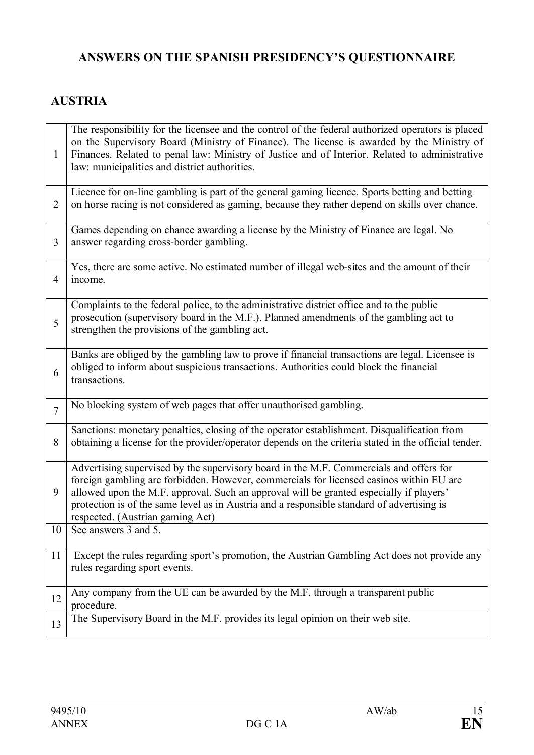# ANSWERS ON THE SPANISH PRESIDENCY'S QUESTIONNAIRE

## AUSTRIA

| | |
|---|---|
| 1 | The responsibility for the licensee and the control of the federal authorized operators is placed on the Supervisory Board (Ministry of Finance). The license is awarded by the Ministry of Finances. Related to penal law: Ministry of Justice and of Interior. Related to administrative law: municipalities and district authorities. |
| 2 | Licence for on-line gambling is part of the general gaming licence. Sports betting and betting on horse racing is not considered as gaming, because they rather depend on skills over chance. |
| 3 | Games depending on chance awarding a license by the Ministry of Finance are legal. No answer regarding cross-border gambling. |
| 4 | Yes, there are some active. No estimated number of illegal web-sites and the amount of their income. |
| 5 | Complaints to the federal police, to the administrative district office and to the public prosecution (supervisory board in the M.F.). Planned amendments of the gambling act to strengthen the provisions of the gambling act. |
| 6 | Banks are obliged by the gambling law to prove if financial transactions are legal. Licensee is obliged to inform about suspicious transactions. Authorities could block the financial transactions. |
| 7 | No blocking system of web pages that offer unauthorised gambling. |
| 8 | Sanctions: monetary penalties, closing of the operator establishment. Disqualification from obtaining a license for the provider/operator depends on the criteria stated in the official tender. |
| 9 | Advertising supervised by the supervisory board in the M.F. Commercials and offers for foreign gambling are forbidden. However, commercials for licensed casinos within EU are allowed upon the M.F. approval. Such an approval will be granted especially if players' protection is of the same level as in Austria and a responsible standard of advertising is respected. (Austrian gaming Act) |
| 10 | See answers 3 and 5. |
| 11 | Except the rules regarding sport's promotion, the Austrian Gambling Act does not provide any rules regarding sport events. |
| 12 | Any company from the UE can be awarded by the M.F. through a transparent public procedure. |
| 13 | The Supervisory Board in the M.F. provides its legal opinion on their web site. |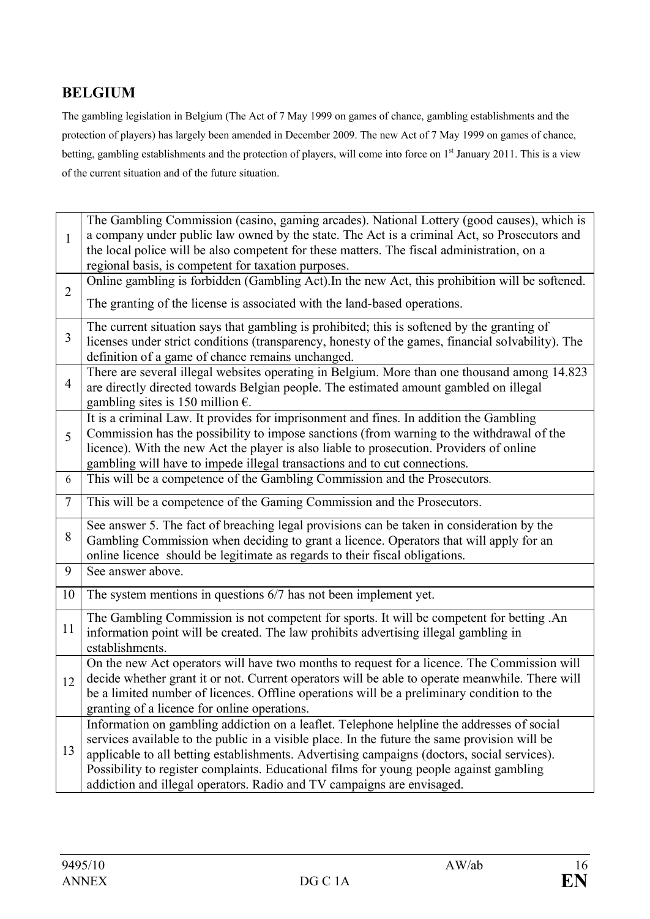## BELGIUM

The gambling legislation in Belgium (The Act of 7 May 1999 on games of chance, gambling establishments and the protection of players) has largely been amended in December 2009. The new Act of 7 May 1999 on games of chance, betting, gambling establishments and the protection of players, will come into force on 1st January 2011. This is a view of the current situation and of the future situation.

| | |
|---|---|
| 1 | The Gambling Commission (casino, gaming arcades). National Lottery (good causes), which is a company under public law owned by the state. The Act is a criminal Act, so Prosecutors and the local police will be also competent for these matters. The fiscal administration, on a regional basis, is competent for taxation purposes. |
| 2 | Online gambling is forbidden (Gambling Act).In the new Act, this prohibition will be softened. The granting of the license is associated with the land-based operations. |
| 3 | The current situation says that gambling is prohibited; this is softened by the granting of licenses under strict conditions (transparency, honesty of the games, financial solvability). The definition of a game of chance remains unchanged. |
| 4 | There are several illegal websites operating in Belgium. More than one thousand among 14.823 are directly directed towards Belgian people. The estimated amount gambled on illegal gambling sites is 150 million €. |
| 5 | It is a criminal Law. It provides for imprisonment and fines. In addition the Gambling Commission has the possibility to impose sanctions (from warning to the withdrawal of the licence). With the new Act the player is also liable to prosecution. Providers of online gambling will have to impede illegal transactions and to cut connections. |
| 6 | This will be a competence of the Gambling Commission and the Prosecutors. |
| 7 | This will be a competence of the Gaming Commission and the Prosecutors. |
| 8 | See answer 5. The fact of breaching legal provisions can be taken in consideration by the Gambling Commission when deciding to grant a licence. Operators that will apply for an online licence should be legitimate as regards to their fiscal obligations. |
| 9 | See answer above. |
| 10 | The system mentions in questions 6/7 has not been implement yet. |
| 11 | The Gambling Commission is not competent for sports. It will be competent for betting .An information point will be created. The law prohibits advertising illegal gambling in establishments. |
| 12 | On the new Act operators will have two months to request for a licence. The Commission will decide whether grant it or not. Current operators will be able to operate meanwhile. There will be a limited number of licences. Offline operations will be a preliminary condition to the granting of a licence for online operations. |
| 13 | Information on gambling addiction on a leaflet. Telephone helpline the addresses of social services available to the public in a visible place. In the future the same provision will be applicable to all betting establishments. Advertising campaigns (doctors, social services). Possibility to register complaints. Educational films for young people against gambling addiction and illegal operators. Radio and TV campaigns are envisaged. |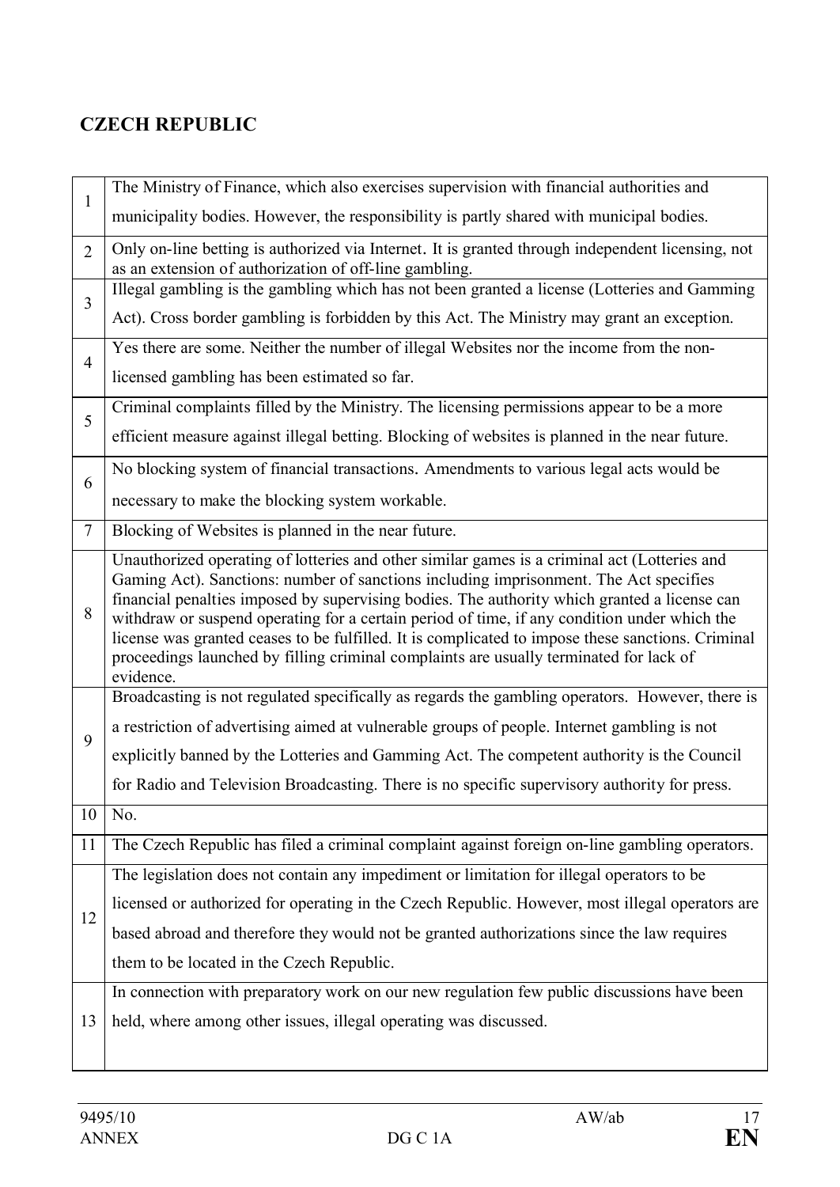## CZECH REPUBLIC

| | |
|---|---|
| 1 | The Ministry of Finance, which also exercises supervision with financial authorities and municipality bodies. However, the responsibility is partly shared with municipal bodies. |
| 2 | Only on-line betting is authorized via Internet. It is granted through independent licensing, not as an extension of authorization of off-line gambling. |
| 3 | Illegal gambling is the gambling which has not been granted a license (Lotteries and Gamming Act). Cross border gambling is forbidden by this Act. The Ministry may grant an exception. |
| 4 | Yes there are some. Neither the number of illegal Websites nor the income from the non-licensed gambling has been estimated so far. |
| 5 | Criminal complaints filled by the Ministry. The licensing permissions appear to be a more efficient measure against illegal betting. Blocking of websites is planned in the near future. |
| 6 | No blocking system of financial transactions. Amendments to various legal acts would be necessary to make the blocking system workable. |
| 7 | Blocking of Websites is planned in the near future. |
| 8 | Unauthorized operating of lotteries and other similar games is a criminal act (Lotteries and Gaming Act). Sanctions: number of sanctions including imprisonment. The Act specifies financial penalties imposed by supervising bodies. The authority which granted a license can withdraw or suspend operating for a certain period of time, if any condition under which the license was granted ceases to be fulfilled. It is complicated to impose these sanctions. Criminal proceedings launched by filling criminal complaints are usually terminated for lack of evidence. |
| 9 | Broadcasting is not regulated specifically as regards the gambling operators. However, there is a restriction of advertising aimed at vulnerable groups of people. Internet gambling is not explicitly banned by the Lotteries and Gamming Act. The competent authority is the Council for Radio and Television Broadcasting. There is no specific supervisory authority for press. |
| 10 | No. |
| 11 | The Czech Republic has filed a criminal complaint against foreign on-line gambling operators. |
| 12 | The legislation does not contain any impediment or limitation for illegal operators to be licensed or authorized for operating in the Czech Republic. However, most illegal operators are based abroad and therefore they would not be granted authorizations since the law requires them to be located in the Czech Republic. |
| 13 | In connection with preparatory work on our new regulation few public discussions have been held, where among other issues, illegal operating was discussed. |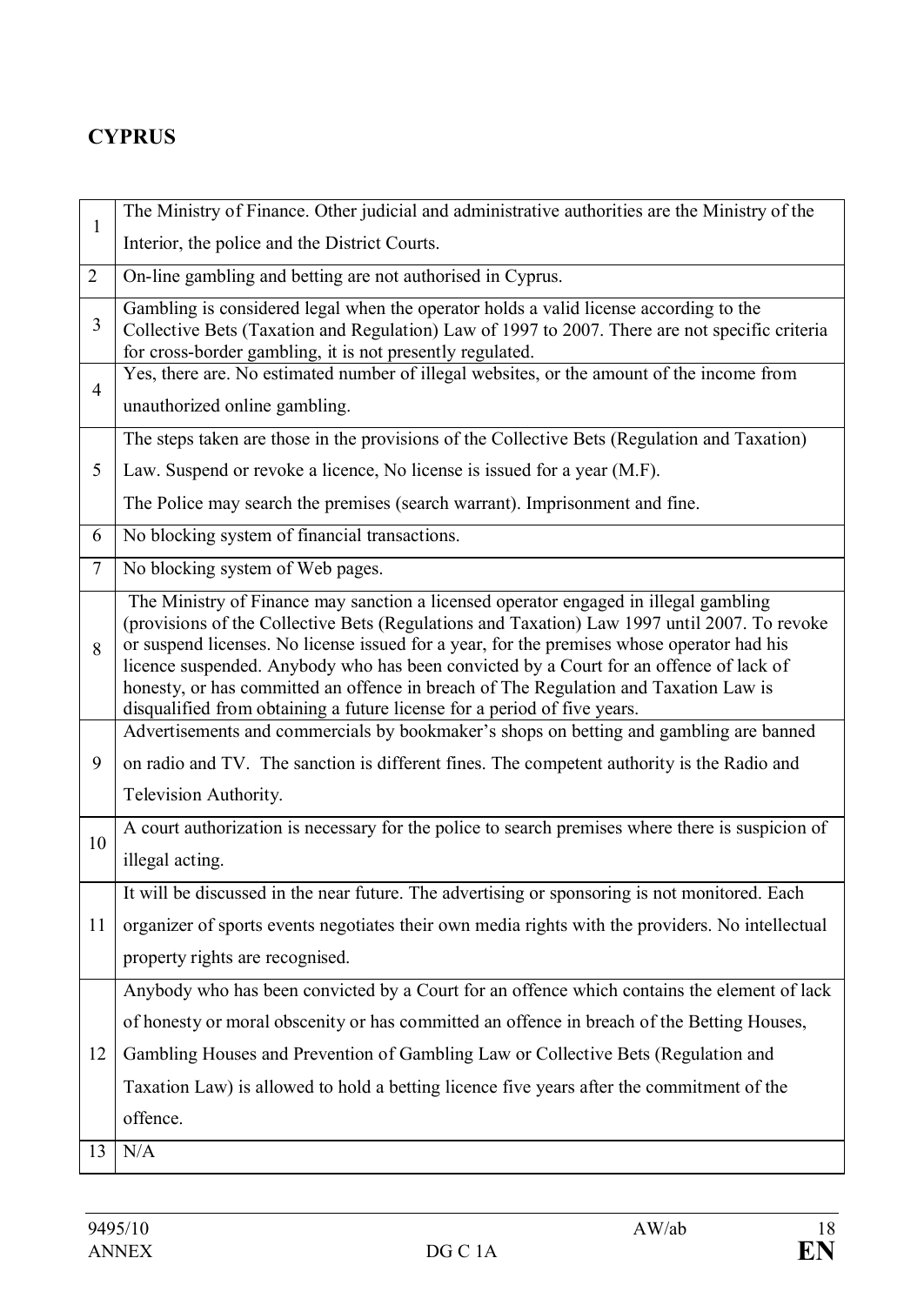## CYPRUS

| | |
|---|---|
| 1 | The Ministry of Finance. Other judicial and administrative authorities are the Ministry of the Interior, the police and the District Courts. |
| 2 | On-line gambling and betting are not authorised in Cyprus. |
| 3 | Gambling is considered legal when the operator holds a valid license according to the Collective Bets (Taxation and Regulation) Law of 1997 to 2007. There are not specific criteria for cross-border gambling, it is not presently regulated. |
| 4 | Yes, there are. No estimated number of illegal websites, or the amount of the income from unauthorized online gambling. |
| 5 | The steps taken are those in the provisions of the Collective Bets (Regulation and Taxation) Law. Suspend or revoke a licence, No license is issued for a year (M.F). The Police may search the premises (search warrant). Imprisonment and fine. |
| 6 | No blocking system of financial transactions. |
| 7 | No blocking system of Web pages. |
| 8 | The Ministry of Finance may sanction a licensed operator engaged in illegal gambling (provisions of the Collective Bets (Regulations and Taxation) Law 1997 until 2007. To revoke or suspend licenses. No license issued for a year, for the premises whose operator had his licence suspended. Anybody who has been convicted by a Court for an offence of lack of honesty, or has committed an offence in breach of The Regulation and Taxation Law is disqualified from obtaining a future license for a period of five years. |
| 9 | Advertisements and commercials by bookmaker's shops on betting and gambling are banned on radio and TV. The sanction is different fines. The competent authority is the Radio and Television Authority. |
| 10 | A court authorization is necessary for the police to search premises where there is suspicion of illegal acting. |
| 11 | It will be discussed in the near future. The advertising or sponsoring is not monitored. Each organizer of sports events negotiates their own media rights with the providers. No intellectual property rights are recognised. |
| 12 | Anybody who has been convicted by a Court for an offence which contains the element of lack of honesty or moral obscenity or has committed an offence in breach of the Betting Houses, Gambling Houses and Prevention of Gambling Law or Collective Bets (Regulation and Taxation Law) is allowed to hold a betting licence five years after the commitment of the offence. |
| 13 | N/A |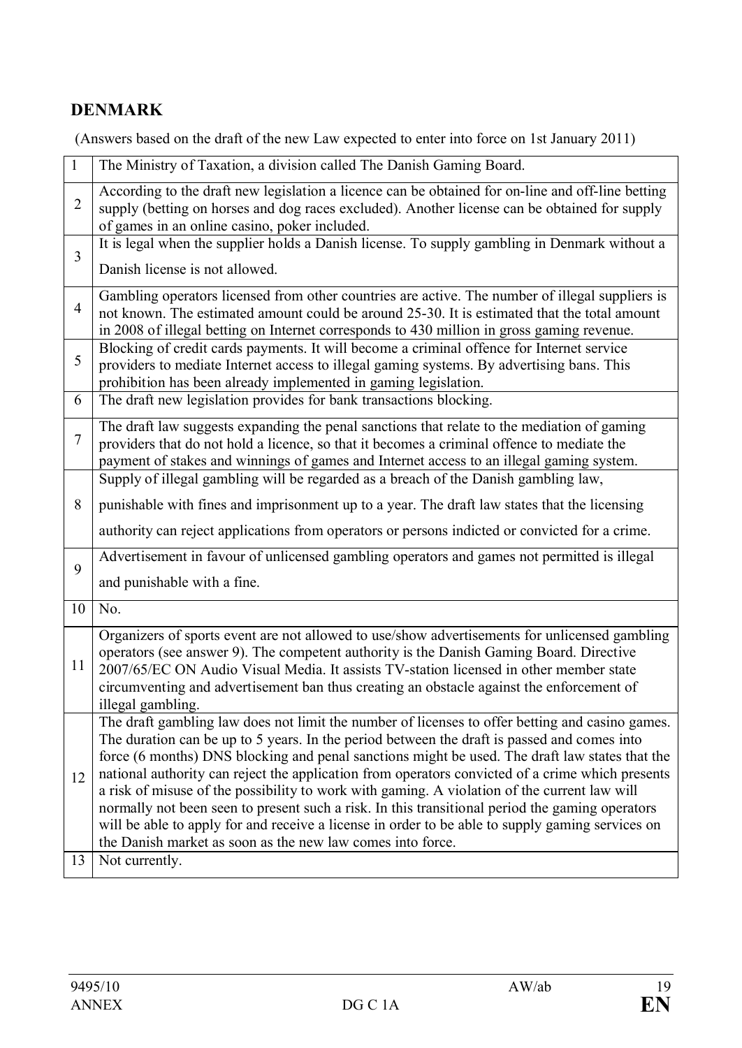## DENMARK

(Answers based on the draft of the new Law expected to enter into force on 1st January 2011)

| | |
|---|---|
| 1 | The Ministry of Taxation, a division called The Danish Gaming Board. |
| 2 | According to the draft new legislation a licence can be obtained for on-line and off-line betting supply (betting on horses and dog races excluded). Another license can be obtained for supply of games in an online casino, poker included. |
| 3 | It is legal when the supplier holds a Danish license. To supply gambling in Denmark without a Danish license is not allowed. |
| 4 | Gambling operators licensed from other countries are active. The number of illegal suppliers is not known. The estimated amount could be around 25-30. It is estimated that the total amount in 2008 of illegal betting on Internet corresponds to 430 million in gross gaming revenue. |
| 5 | Blocking of credit cards payments. It will become a criminal offence for Internet service providers to mediate Internet access to illegal gaming systems. By advertising bans. This prohibition has been already implemented in gaming legislation. |
| 6 | The draft new legislation provides for bank transactions blocking. |
| 7 | The draft law suggests expanding the penal sanctions that relate to the mediation of gaming providers that do not hold a licence, so that it becomes a criminal offence to mediate the payment of stakes and winnings of games and Internet access to an illegal gaming system. |
| 8 | Supply of illegal gambling will be regarded as a breach of the Danish gambling law, punishable with fines and imprisonment up to a year. The draft law states that the licensing authority can reject applications from operators or persons indicted or convicted for a crime. |
| 9 | Advertisement in favour of unlicensed gambling operators and games not permitted is illegal and punishable with a fine. |
| 10 | No. |
| 11 | Organizers of sports event are not allowed to use/show advertisements for unlicensed gambling operators (see answer 9). The competent authority is the Danish Gaming Board. Directive 2007/65/EC ON Audio Visual Media. It assists TV-station licensed in other member state circumventing and advertisement ban thus creating an obstacle against the enforcement of illegal gambling. |
| 12 | The draft gambling law does not limit the number of licenses to offer betting and casino games. The duration can be up to 5 years. In the period between the draft is passed and comes into force (6 months) DNS blocking and penal sanctions might be used. The draft law states that the national authority can reject the application from operators convicted of a crime which presents a risk of misuse of the possibility to work with gaming. A violation of the current law will normally not been seen to present such a risk. In this transitional period the gaming operators will be able to apply for and receive a license in order to be able to supply gaming services on the Danish market as soon as the new law comes into force. |
| 13 | Not currently. |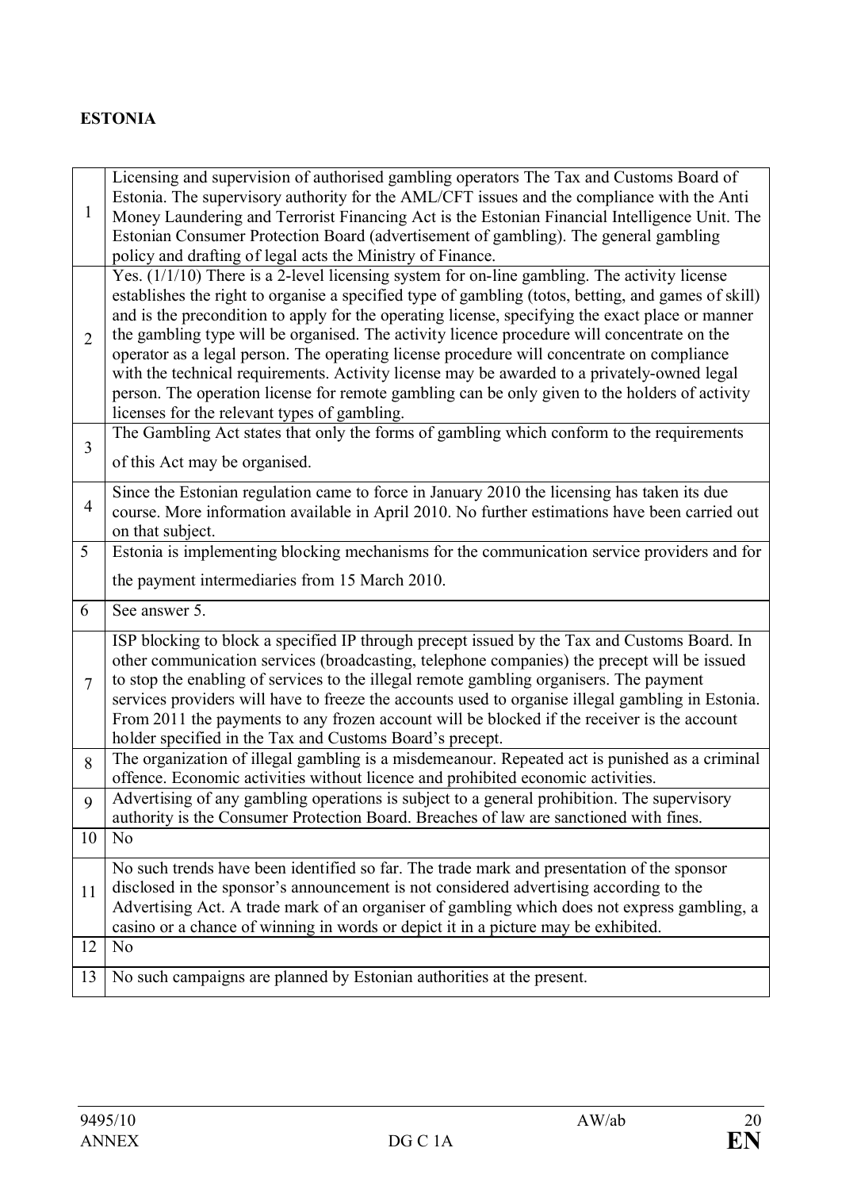**ESTONIA**

| | |
|---|---|
| 1 | Licensing and supervision of authorised gambling operators The Tax and Customs Board of Estonia. The supervisory authority for the AML/CFT issues and the compliance with the Anti Money Laundering and Terrorist Financing Act is the Estonian Financial Intelligence Unit. The Estonian Consumer Protection Board (advertisement of gambling). The general gambling policy and drafting of legal acts the Ministry of Finance. |
| 2 | Yes. (1/1/10) There is a 2-level licensing system for on-line gambling. The activity license establishes the right to organise a specified type of gambling (totos, betting, and games of skill) and is the precondition to apply for the operating license, specifying the exact place or manner the gambling type will be organised. The activity licence procedure will concentrate on the operator as a legal person. The operating license procedure will concentrate on compliance with the technical requirements. Activity license may be awarded to a privately-owned legal person. The operation license for remote gambling can be only given to the holders of activity licenses for the relevant types of gambling. |
| 3 | The Gambling Act states that only the forms of gambling which conform to the requirements of this Act may be organised. |
| 4 | Since the Estonian regulation came to force in January 2010 the licensing has taken its due course. More information available in April 2010. No further estimations have been carried out on that subject. |
| 5 | Estonia is implementing blocking mechanisms for the communication service providers and for the payment intermediaries from 15 March 2010. |
| 6 | See answer 5. |
| 7 | ISP blocking to block a specified IP through precept issued by the Tax and Customs Board. In other communication services (broadcasting, telephone companies) the precept will be issued to stop the enabling of services to the illegal remote gambling organisers. The payment services providers will have to freeze the accounts used to organise illegal gambling in Estonia. From 2011 the payments to any frozen account will be blocked if the receiver is the account holder specified in the Tax and Customs Board's precept. |
| 8 | The organization of illegal gambling is a misdemeanour. Repeated act is punished as a criminal offence. Economic activities without licence and prohibited economic activities. |
| 9 | Advertising of any gambling operations is subject to a general prohibition. The supervisory authority is the Consumer Protection Board. Breaches of law are sanctioned with fines. |
| 10 | No |
| 11 | No such trends have been identified so far. The trade mark and presentation of the sponsor disclosed in the sponsor's announcement is not considered advertising according to the Advertising Act. A trade mark of an organiser of gambling which does not express gambling, a casino or a chance of winning in words or depict it in a picture may be exhibited. |
| 12 | No |
| 13 | No such campaigns are planned by Estonian authorities at the present. |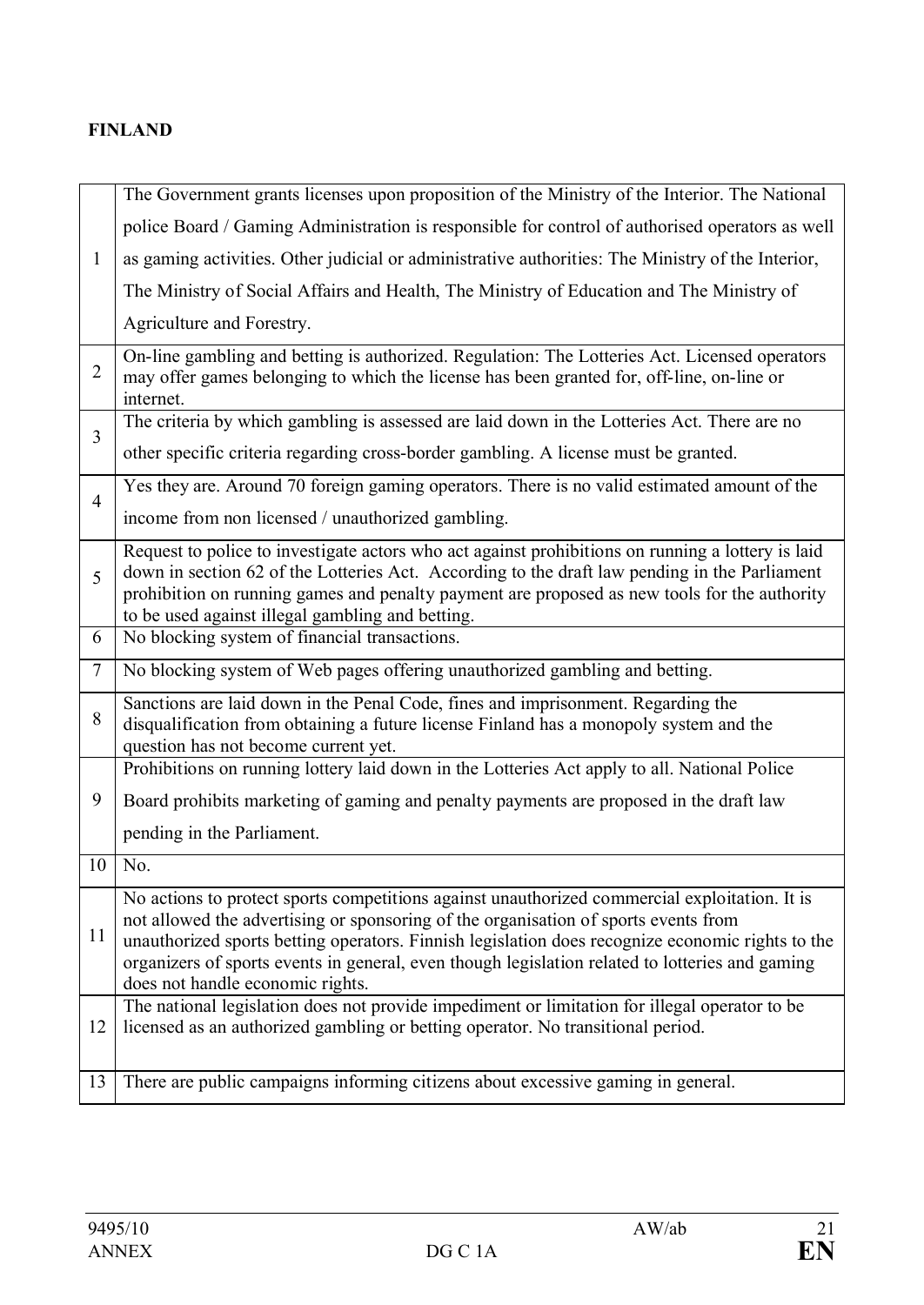**FINLAND**

| | |
|---|---|
| 1 | The Government grants licenses upon proposition of the Ministry of the Interior. The National police Board / Gaming Administration is responsible for control of authorised operators as well as gaming activities. Other judicial or administrative authorities: The Ministry of the Interior, The Ministry of Social Affairs and Health, The Ministry of Education and The Ministry of Agriculture and Forestry. |
| 2 | On-line gambling and betting is authorized. Regulation: The Lotteries Act. Licensed operators may offer games belonging to which the license has been granted for, off-line, on-line or internet. |
| 3 | The criteria by which gambling is assessed are laid down in the Lotteries Act. There are no other specific criteria regarding cross-border gambling. A license must be granted. |
| 4 | Yes they are. Around 70 foreign gaming operators. There is no valid estimated amount of the income from non licensed / unauthorized gambling. |
| 5 | Request to police to investigate actors who act against prohibitions on running a lottery is laid down in section 62 of the Lotteries Act. According to the draft law pending in the Parliament prohibition on running games and penalty payment are proposed as new tools for the authority to be used against illegal gambling and betting. |
| 6 | No blocking system of financial transactions. |
| 7 | No blocking system of Web pages offering unauthorized gambling and betting. |
| 8 | Sanctions are laid down in the Penal Code, fines and imprisonment. Regarding the disqualification from obtaining a future license Finland has a monopoly system and the question has not become current yet. |
| 9 | Prohibitions on running lottery laid down in the Lotteries Act apply to all. National Police Board prohibits marketing of gaming and penalty payments are proposed in the draft law pending in the Parliament. |
| 10 | No. |
| 11 | No actions to protect sports competitions against unauthorized commercial exploitation. It is not allowed the advertising or sponsoring of the organisation of sports events from unauthorized sports betting operators. Finnish legislation does recognize economic rights to the organizers of sports events in general, even though legislation related to lotteries and gaming does not handle economic rights. |
| 12 | The national legislation does not provide impediment or limitation for illegal operator to be licensed as an authorized gambling or betting operator. No transitional period. |
| 13 | There are public campaigns informing citizens about excessive gaming in general. |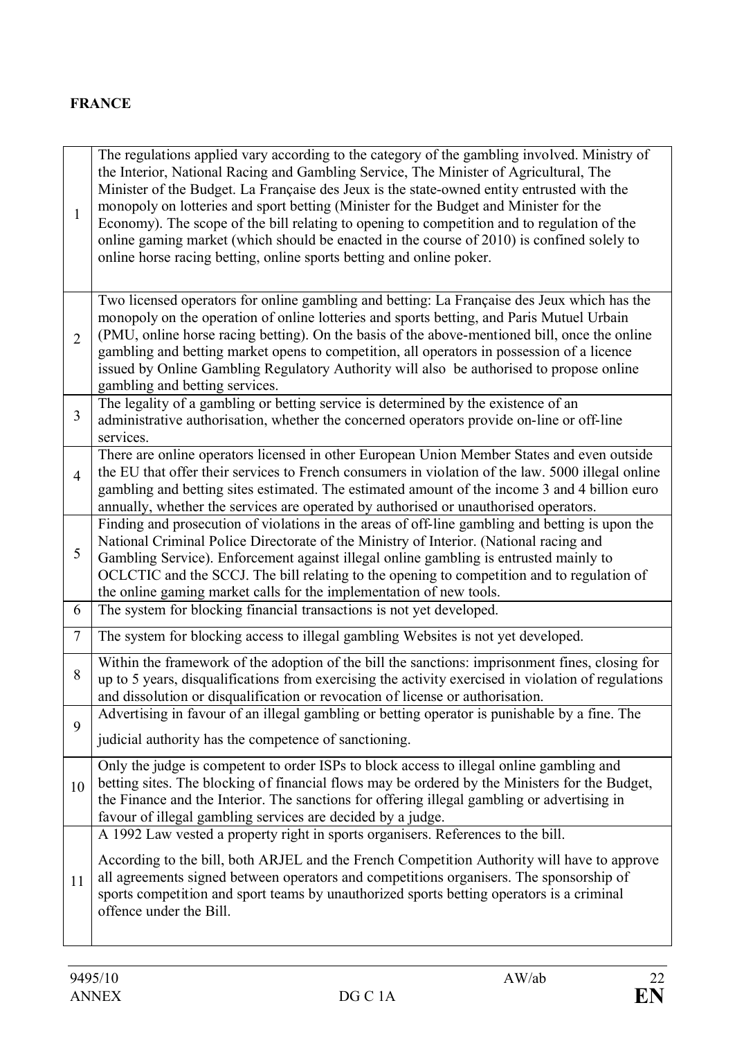**FRANCE**

| | |
|---|---|
| 1 | The regulations applied vary according to the category of the gambling involved. Ministry of the Interior, National Racing and Gambling Service, The Minister of Agricultural, The Minister of the Budget. La Française des Jeux is the state-owned entity entrusted with the monopoly on lotteries and sport betting (Minister for the Budget and Minister for the Economy). The scope of the bill relating to opening to competition and to regulation of the online gaming market (which should be enacted in the course of 2010) is confined solely to online horse racing betting, online sports betting and online poker. |
| 2 | Two licensed operators for online gambling and betting: La Française des Jeux which has the monopoly on the operation of online lotteries and sports betting, and Paris Mutuel Urbain (PMU, online horse racing betting). On the basis of the above-mentioned bill, once the online gambling and betting market opens to competition, all operators in possession of a licence issued by Online Gambling Regulatory Authority will also be authorised to propose online gambling and betting services. |
| 3 | The legality of a gambling or betting service is determined by the existence of an administrative authorisation, whether the concerned operators provide on-line or off-line services. |
| 4 | There are online operators licensed in other European Union Member States and even outside the EU that offer their services to French consumers in violation of the law. 5000 illegal online gambling and betting sites estimated. The estimated amount of the income 3 and 4 billion euro annually, whether the services are operated by authorised or unauthorised operators. |
| 5 | Finding and prosecution of violations in the areas of off-line gambling and betting is upon the National Criminal Police Directorate of the Ministry of Interior. (National racing and Gambling Service). Enforcement against illegal online gambling is entrusted mainly to OCLCTIC and the SCCJ. The bill relating to the opening to competition and to regulation of the online gaming market calls for the implementation of new tools. |
| 6 | The system for blocking financial transactions is not yet developed. |
| 7 | The system for blocking access to illegal gambling Websites is not yet developed. |
| 8 | Within the framework of the adoption of the bill the sanctions: imprisonment fines, closing for up to 5 years, disqualifications from exercising the activity exercised in violation of regulations and dissolution or disqualification or revocation of license or authorisation. |
| 9 | Advertising in favour of an illegal gambling or betting operator is punishable by a fine. The judicial authority has the competence of sanctioning. |
| 10 | Only the judge is competent to order ISPs to block access to illegal online gambling and betting sites. The blocking of financial flows may be ordered by the Ministers for the Budget, the Finance and the Interior. The sanctions for offering illegal gambling or advertising in favour of illegal gambling services are decided by a judge. |
| 11 | A 1992 Law vested a property right in sports organisers. References to the bill.<br><br>According to the bill, both ARJEL and the French Competition Authority will have to approve all agreements signed between operators and competitions organisers. The sponsorship of sports competition and sport teams by unauthorized sports betting operators is a criminal offence under the Bill. |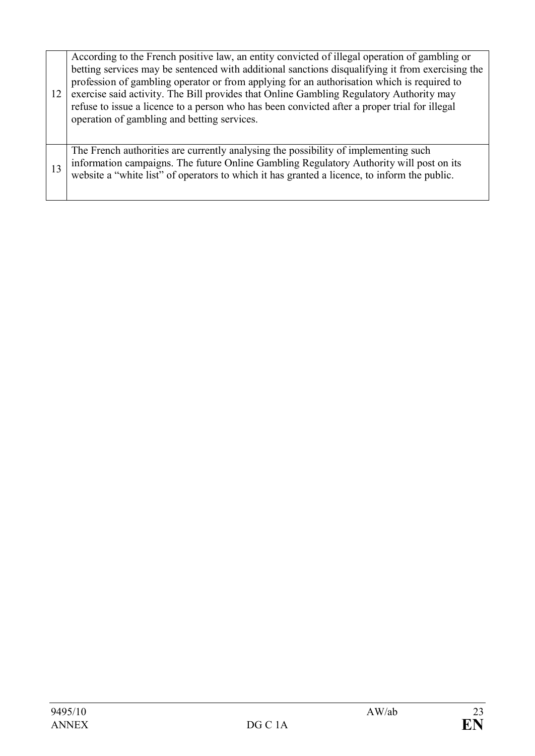| | |
|---|---|
| 12 | According to the French positive law, an entity convicted of illegal operation of gambling or betting services may be sentenced with additional sanctions disqualifying it from exercising the profession of gambling operator or from applying for an authorisation which is required to exercise said activity. The Bill provides that Online Gambling Regulatory Authority may refuse to issue a licence to a person who has been convicted after a proper trial for illegal operation of gambling and betting services. |
| 13 | The French authorities are currently analysing the possibility of implementing such information campaigns. The future Online Gambling Regulatory Authority will post on its website a "white list" of operators to which it has granted a licence, to inform the public. |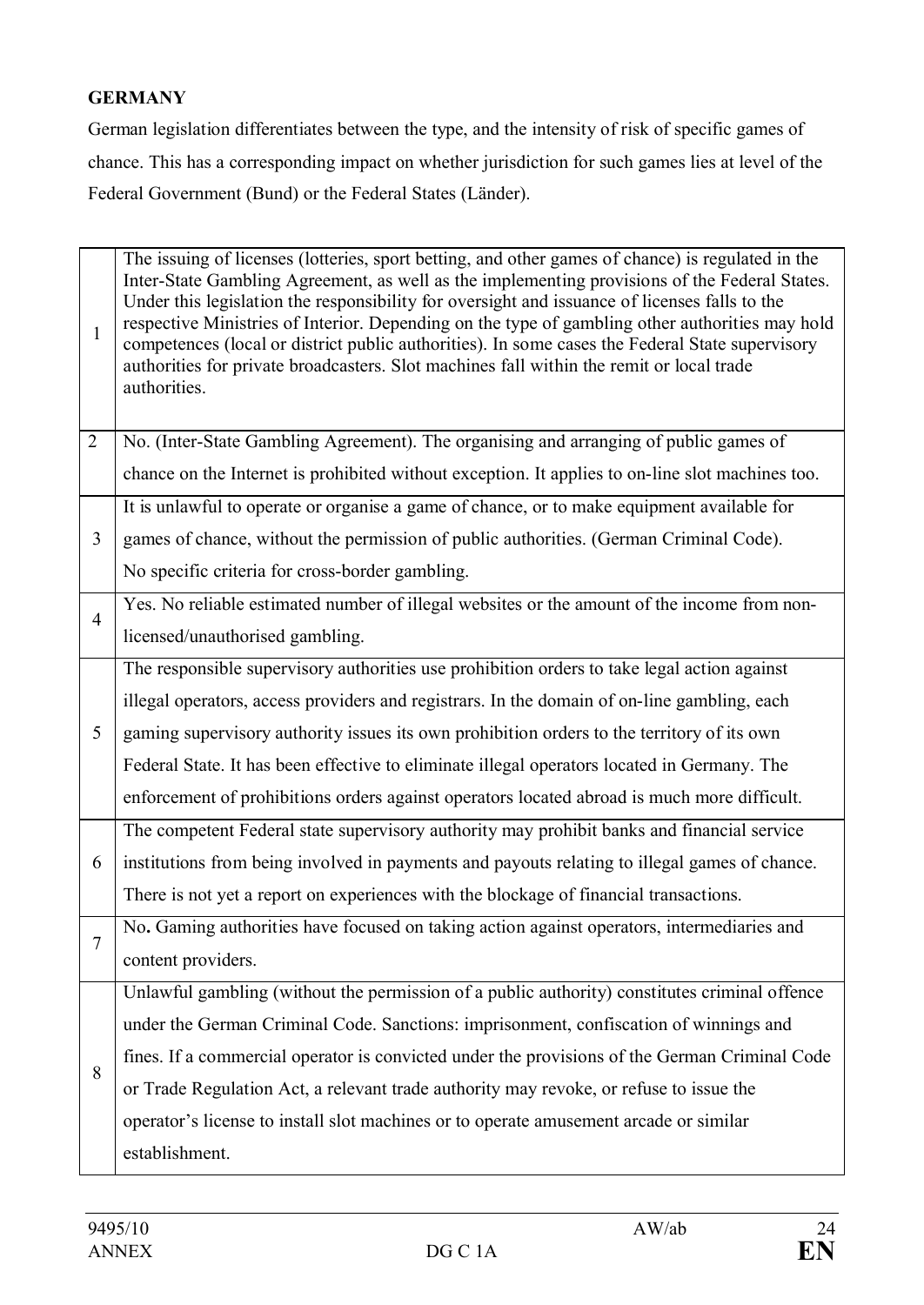**GERMANY**

German legislation differentiates between the type, and the intensity of risk of specific games of chance. This has a corresponding impact on whether jurisdiction for such games lies at level of the Federal Government (Bund) or the Federal States (Länder).

| | |
|---|---|
| 1 | The issuing of licenses (lotteries, sport betting, and other games of chance) is regulated in the Inter-State Gambling Agreement, as well as the implementing provisions of the Federal States. Under this legislation the responsibility for oversight and issuance of licenses falls to the respective Ministries of Interior. Depending on the type of gambling other authorities may hold competences (local or district public authorities). In some cases the Federal State supervisory authorities for private broadcasters. Slot machines fall within the remit or local trade authorities. |
| 2 | No. (Inter-State Gambling Agreement). The organising and arranging of public games of chance on the Internet is prohibited without exception. It applies to on-line slot machines too. |
| 3 | It is unlawful to operate or organise a game of chance, or to make equipment available for games of chance, without the permission of public authorities. (German Criminal Code). No specific criteria for cross-border gambling. |
| 4 | Yes. No reliable estimated number of illegal websites or the amount of the income from non-licensed/unauthorised gambling. |
| 5 | The responsible supervisory authorities use prohibition orders to take legal action against illegal operators, access providers and registrars. In the domain of on-line gambling, each gaming supervisory authority issues its own prohibition orders to the territory of its own Federal State. It has been effective to eliminate illegal operators located in Germany. The enforcement of prohibitions orders against operators located abroad is much more difficult. |
| 6 | The competent Federal state supervisory authority may prohibit banks and financial service institutions from being involved in payments and payouts relating to illegal games of chance. There is not yet a report on experiences with the blockage of financial transactions. |
| 7 | No**.** Gaming authorities have focused on taking action against operators, intermediaries and content providers. |
| 8 | Unlawful gambling (without the permission of a public authority) constitutes criminal offence under the German Criminal Code. Sanctions: imprisonment, confiscation of winnings and fines. If a commercial operator is convicted under the provisions of the German Criminal Code or Trade Regulation Act, a relevant trade authority may revoke, or refuse to issue the operator's license to install slot machines or to operate amusement arcade or similar establishment. |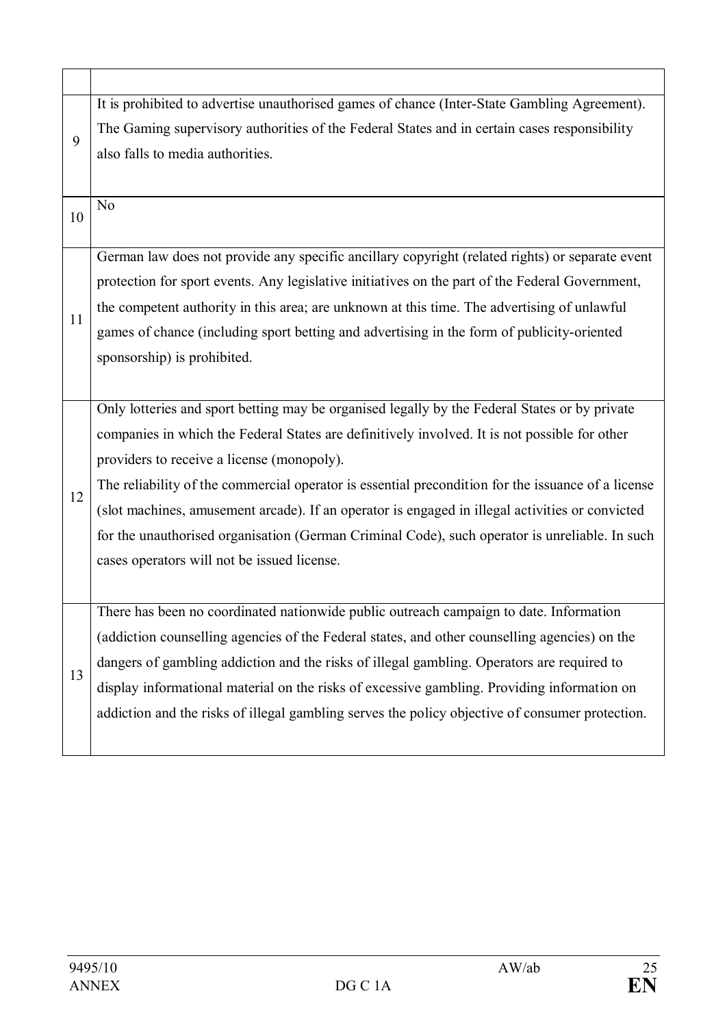| | |
|---|---|
| 9 | It is prohibited to advertise unauthorised games of chance (Inter-State Gambling Agreement). The Gaming supervisory authorities of the Federal States and in certain cases responsibility also falls to media authorities. |
| 10 | No |
| 11 | German law does not provide any specific ancillary copyright (related rights) or separate event protection for sport events. Any legislative initiatives on the part of the Federal Government, the competent authority in this area; are unknown at this time. The advertising of unlawful games of chance (including sport betting and advertising in the form of publicity-oriented sponsorship) is prohibited. |
| 12 | Only lotteries and sport betting may be organised legally by the Federal States or by private companies in which the Federal States are definitively involved. It is not possible for other providers to receive a license (monopoly).<br>The reliability of the commercial operator is essential precondition for the issuance of a license (slot machines, amusement arcade). If an operator is engaged in illegal activities or convicted for the unauthorised organisation (German Criminal Code), such operator is unreliable. In such cases operators will not be issued license. |
| 13 | There has been no coordinated nationwide public outreach campaign to date. Information (addiction counselling agencies of the Federal states, and other counselling agencies) on the dangers of gambling addiction and the risks of illegal gambling. Operators are required to display informational material on the risks of excessive gambling. Providing information on addiction and the risks of illegal gambling serves the policy objective of consumer protection. |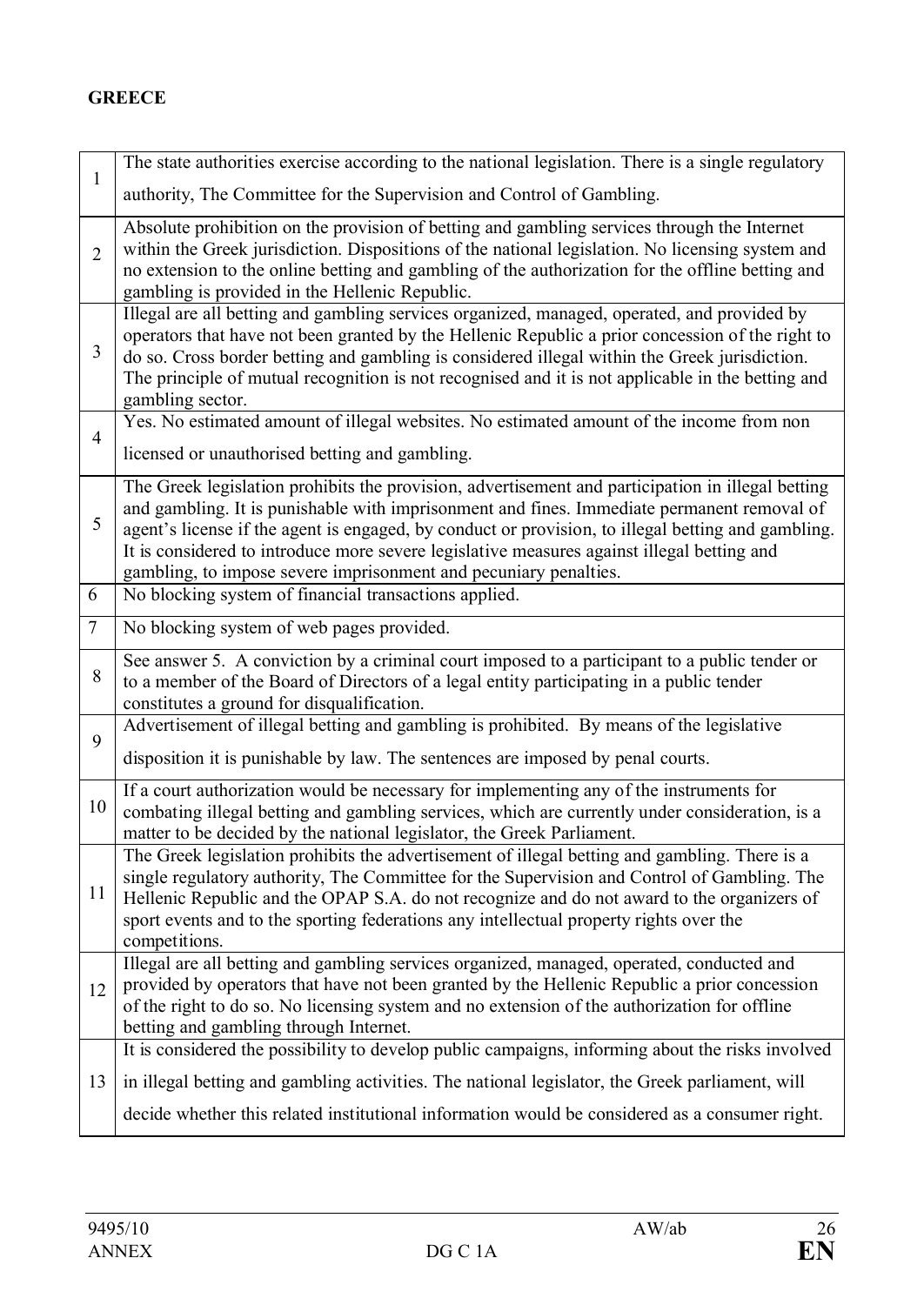**GREECE**

| | |
|---|---|
| 1 | The state authorities exercise according to the national legislation. There is a single regulatory authority, The Committee for the Supervision and Control of Gambling. |
| 2 | Absolute prohibition on the provision of betting and gambling services through the Internet within the Greek jurisdiction. Dispositions of the national legislation. No licensing system and no extension to the online betting and gambling of the authorization for the offline betting and gambling is provided in the Hellenic Republic. |
| 3 | Illegal are all betting and gambling services organized, managed, operated, and provided by operators that have not been granted by the Hellenic Republic a prior concession of the right to do so. Cross border betting and gambling is considered illegal within the Greek jurisdiction. The principle of mutual recognition is not recognised and it is not applicable in the betting and gambling sector. |
| 4 | Yes. No estimated amount of illegal websites. No estimated amount of the income from non licensed or unauthorised betting and gambling. |
| 5 | The Greek legislation prohibits the provision, advertisement and participation in illegal betting and gambling. It is punishable with imprisonment and fines. Immediate permanent removal of agent's license if the agent is engaged, by conduct or provision, to illegal betting and gambling. It is considered to introduce more severe legislative measures against illegal betting and gambling, to impose severe imprisonment and pecuniary penalties. |
| 6 | No blocking system of financial transactions applied. |
| 7 | No blocking system of web pages provided. |
| 8 | See answer 5. A conviction by a criminal court imposed to a participant to a public tender or to a member of the Board of Directors of a legal entity participating in a public tender constitutes a ground for disqualification. |
| 9 | Advertisement of illegal betting and gambling is prohibited. By means of the legislative disposition it is punishable by law. The sentences are imposed by penal courts. |
| 10 | If a court authorization would be necessary for implementing any of the instruments for combating illegal betting and gambling services, which are currently under consideration, is a matter to be decided by the national legislator, the Greek Parliament. |
| 11 | The Greek legislation prohibits the advertisement of illegal betting and gambling. There is a single regulatory authority, The Committee for the Supervision and Control of Gambling. The Hellenic Republic and the OPAP S.A. do not recognize and do not award to the organizers of sport events and to the sporting federations any intellectual property rights over the competitions. |
| 12 | Illegal are all betting and gambling services organized, managed, operated, conducted and provided by operators that have not been granted by the Hellenic Republic a prior concession of the right to do so. No licensing system and no extension of the authorization for offline betting and gambling through Internet. |
| 13 | It is considered the possibility to develop public campaigns, informing about the risks involved in illegal betting and gambling activities. The national legislator, the Greek parliament, will decide whether this related institutional information would be considered as a consumer right. |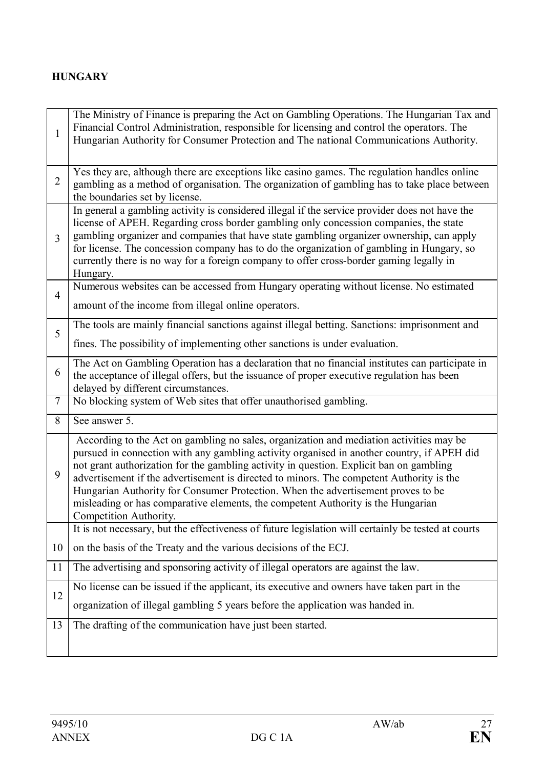**HUNGARY**

| | |
|---|---|
| 1 | The Ministry of Finance is preparing the Act on Gambling Operations. The Hungarian Tax and Financial Control Administration, responsible for licensing and control the operators. The Hungarian Authority for Consumer Protection and The national Communications Authority. |
| 2 | Yes they are, although there are exceptions like casino games. The regulation handles online gambling as a method of organisation. The organization of gambling has to take place between the boundaries set by license. |
| 3 | In general a gambling activity is considered illegal if the service provider does not have the license of APEH. Regarding cross border gambling only concession companies, the state gambling organizer and companies that have state gambling organizer ownership, can apply for license. The concession company has to do the organization of gambling in Hungary, so currently there is no way for a foreign company to offer cross-border gaming legally in Hungary. |
| 4 | Numerous websites can be accessed from Hungary operating without license. No estimated amount of the income from illegal online operators. |
| 5 | The tools are mainly financial sanctions against illegal betting. Sanctions: imprisonment and fines. The possibility of implementing other sanctions is under evaluation. |
| 6 | The Act on Gambling Operation has a declaration that no financial institutes can participate in the acceptance of illegal offers, but the issuance of proper executive regulation has been delayed by different circumstances. |
| 7 | No blocking system of Web sites that offer unauthorised gambling. |
| 8 | See answer 5. |
| 9 | According to the Act on gambling no sales, organization and mediation activities may be pursued in connection with any gambling activity organised in another country, if APEH did not grant authorization for the gambling activity in question. Explicit ban on gambling advertisement if the advertisement is directed to minors. The competent Authority is the Hungarian Authority for Consumer Protection. When the advertisement proves to be misleading or has comparative elements, the competent Authority is the Hungarian Competition Authority. |
| 10 | It is not necessary, but the effectiveness of future legislation will certainly be tested at courts on the basis of the Treaty and the various decisions of the ECJ. |
| 11 | The advertising and sponsoring activity of illegal operators are against the law. |
| 12 | No license can be issued if the applicant, its executive and owners have taken part in the organization of illegal gambling 5 years before the application was handed in. |
| 13 | The drafting of the communication have just been started. |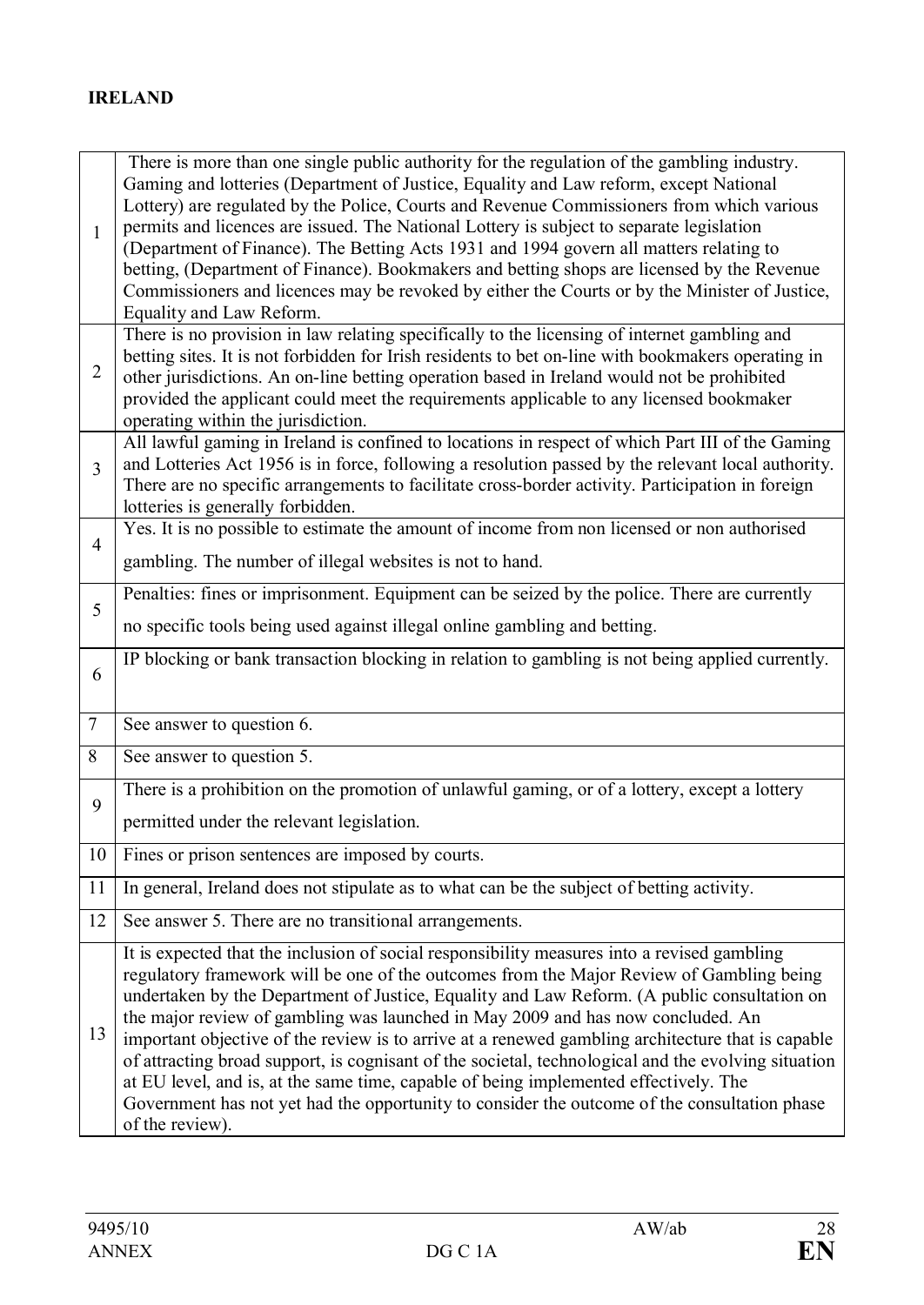**IRELAND**

| | |
|---|---|
| 1 | There is more than one single public authority for the regulation of the gambling industry. Gaming and lotteries (Department of Justice, Equality and Law reform, except National Lottery) are regulated by the Police, Courts and Revenue Commissioners from which various permits and licences are issued. The National Lottery is subject to separate legislation (Department of Finance). The Betting Acts 1931 and 1994 govern all matters relating to betting, (Department of Finance). Bookmakers and betting shops are licensed by the Revenue Commissioners and licences may be revoked by either the Courts or by the Minister of Justice, Equality and Law Reform. |
| 2 | There is no provision in law relating specifically to the licensing of internet gambling and betting sites. It is not forbidden for Irish residents to bet on-line with bookmakers operating in other jurisdictions. An on-line betting operation based in Ireland would not be prohibited provided the applicant could meet the requirements applicable to any licensed bookmaker operating within the jurisdiction. |
| 3 | All lawful gaming in Ireland is confined to locations in respect of which Part III of the Gaming and Lotteries Act 1956 is in force, following a resolution passed by the relevant local authority. There are no specific arrangements to facilitate cross-border activity. Participation in foreign lotteries is generally forbidden. |
| 4 | Yes. It is no possible to estimate the amount of income from non licensed or non authorised gambling. The number of illegal websites is not to hand. |
| 5 | Penalties: fines or imprisonment. Equipment can be seized by the police. There are currently no specific tools being used against illegal online gambling and betting. |
| 6 | IP blocking or bank transaction blocking in relation to gambling is not being applied currently. |
| 7 | See answer to question 6. |
| 8 | See answer to question 5. |
| 9 | There is a prohibition on the promotion of unlawful gaming, or of a lottery, except a lottery permitted under the relevant legislation. |
| 10 | Fines or prison sentences are imposed by courts. |
| 11 | In general, Ireland does not stipulate as to what can be the subject of betting activity. |
| 12 | See answer 5. There are no transitional arrangements. |
| 13 | It is expected that the inclusion of social responsibility measures into a revised gambling regulatory framework will be one of the outcomes from the Major Review of Gambling being undertaken by the Department of Justice, Equality and Law Reform. (A public consultation on the major review of gambling was launched in May 2009 and has now concluded. An important objective of the review is to arrive at a renewed gambling architecture that is capable of attracting broad support, is cognisant of the societal, technological and the evolving situation at EU level, and is, at the same time, capable of being implemented effectively. The Government has not yet had the opportunity to consider the outcome of the consultation phase of the review). |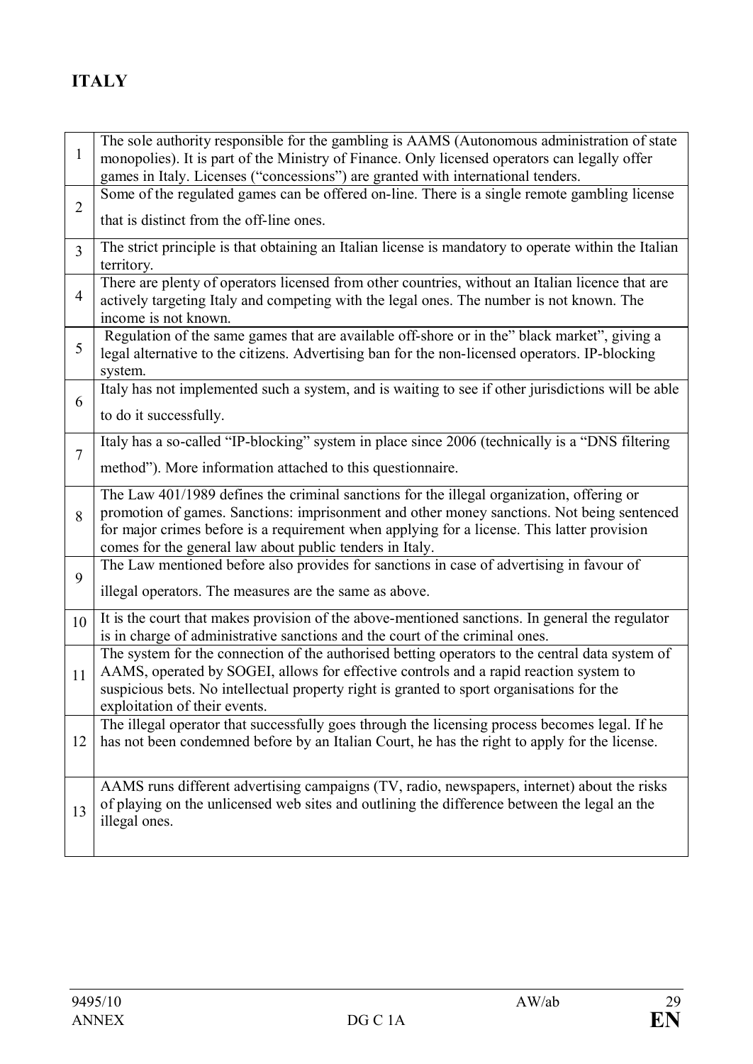## ITALY

| | |
|---|---|
| 1 | The sole authority responsible for the gambling is AAMS (Autonomous administration of state monopolies). It is part of the Ministry of Finance. Only licensed operators can legally offer games in Italy. Licenses ("concessions") are granted with international tenders. |
| 2 | Some of the regulated games can be offered on-line. There is a single remote gambling license that is distinct from the off-line ones. |
| 3 | The strict principle is that obtaining an Italian license is mandatory to operate within the Italian territory. |
| 4 | There are plenty of operators licensed from other countries, without an Italian licence that are actively targeting Italy and competing with the legal ones. The number is not known. The income is not known. |
| 5 | Regulation of the same games that are available off-shore or in the" black market", giving a legal alternative to the citizens. Advertising ban for the non-licensed operators. IP-blocking system. |
| 6 | Italy has not implemented such a system, and is waiting to see if other jurisdictions will be able to do it successfully. |
| 7 | Italy has a so-called "IP-blocking" system in place since 2006 (technically is a "DNS filtering method"). More information attached to this questionnaire. |
| 8 | The Law 401/1989 defines the criminal sanctions for the illegal organization, offering or promotion of games. Sanctions: imprisonment and other money sanctions. Not being sentenced for major crimes before is a requirement when applying for a license. This latter provision comes for the general law about public tenders in Italy. |
| 9 | The Law mentioned before also provides for sanctions in case of advertising in favour of illegal operators. The measures are the same as above. |
| 10 | It is the court that makes provision of the above-mentioned sanctions. In general the regulator is in charge of administrative sanctions and the court of the criminal ones. |
| 11 | The system for the connection of the authorised betting operators to the central data system of AAMS, operated by SOGEI, allows for effective controls and a rapid reaction system to suspicious bets. No intellectual property right is granted to sport organisations for the exploitation of their events. |
| 12 | The illegal operator that successfully goes through the licensing process becomes legal. If he has not been condemned before by an Italian Court, he has the right to apply for the license. |
| 13 | AAMS runs different advertising campaigns (TV, radio, newspapers, internet) about the risks of playing on the unlicensed web sites and outlining the difference between the legal an the illegal ones. |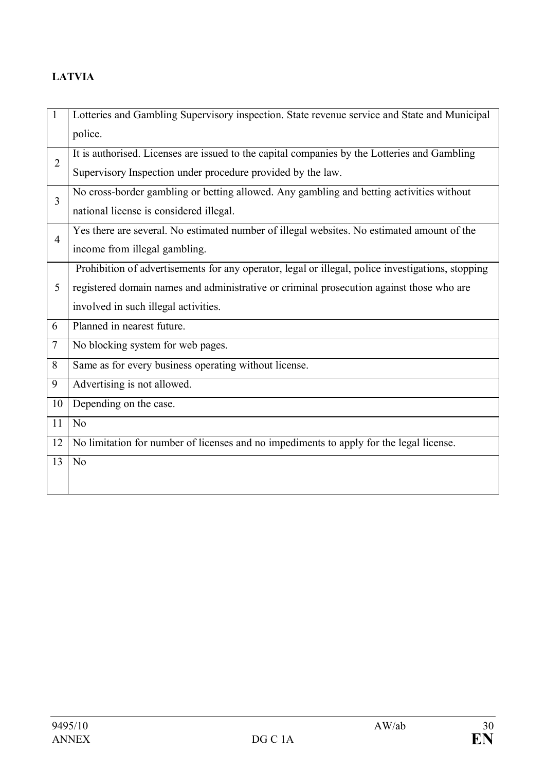**LATVIA**

| | |
|---|---|
| 1 | Lotteries and Gambling Supervisory inspection. State revenue service and State and Municipal police. |
| 2 | It is authorised. Licenses are issued to the capital companies by the Lotteries and Gambling Supervisory Inspection under procedure provided by the law. |
| 3 | No cross-border gambling or betting allowed. Any gambling and betting activities without national license is considered illegal. |
| 4 | Yes there are several. No estimated number of illegal websites. No estimated amount of the income from illegal gambling. |
| 5 | Prohibition of advertisements for any operator, legal or illegal, police investigations, stopping registered domain names and administrative or criminal prosecution against those who are involved in such illegal activities. |
| 6 | Planned in nearest future. |
| 7 | No blocking system for web pages. |
| 8 | Same as for every business operating without license. |
| 9 | Advertising is not allowed. |
| 10 | Depending on the case. |
| 11 | No |
| 12 | No limitation for number of licenses and no impediments to apply for the legal license. |
| 13 | No |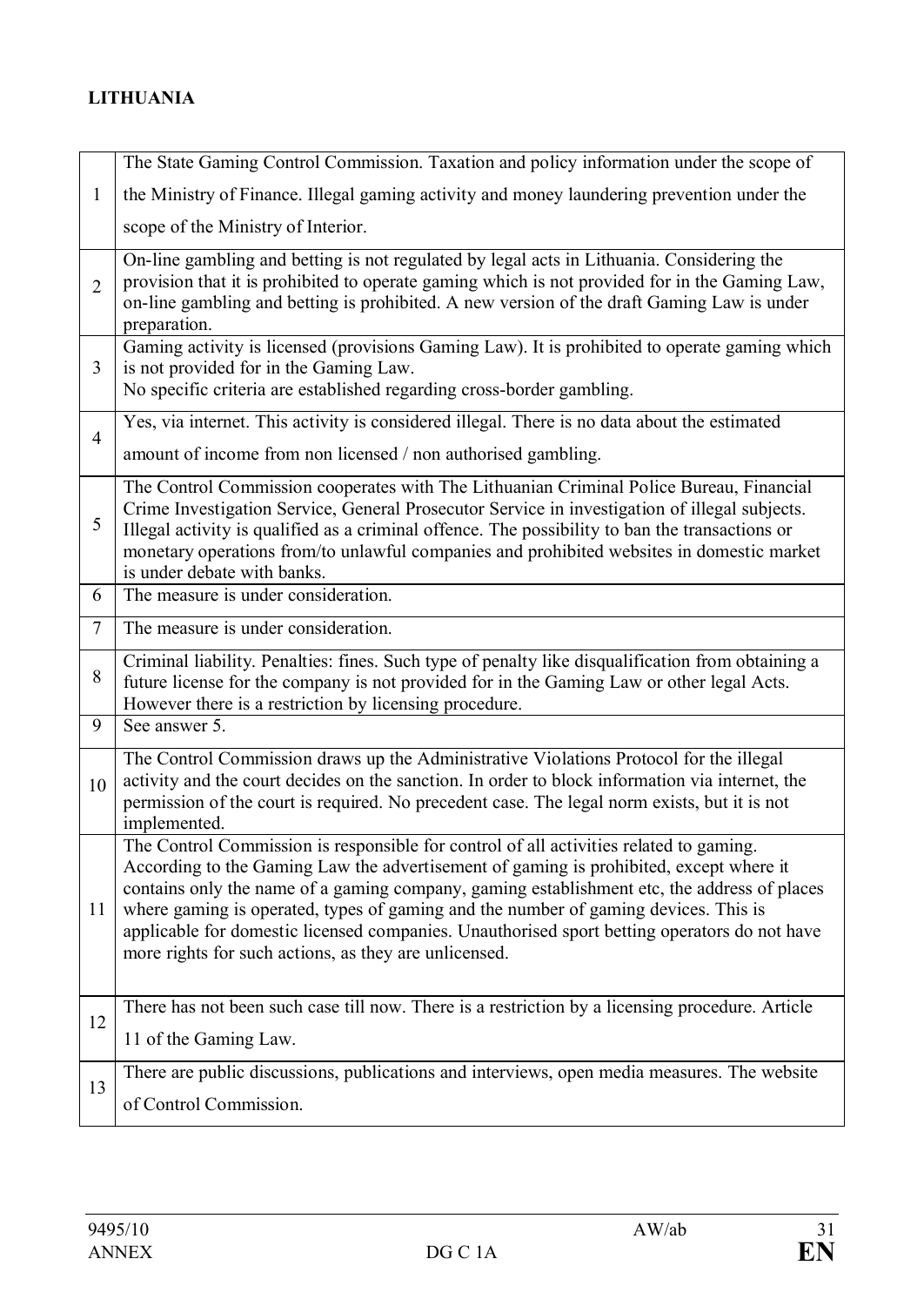**LITHUANIA**

| | |
|---|---|
| 1 | The State Gaming Control Commission. Taxation and policy information under the scope of the Ministry of Finance. Illegal gaming activity and money laundering prevention under the scope of the Ministry of Interior. |
| 2 | On-line gambling and betting is not regulated by legal acts in Lithuania. Considering the provision that it is prohibited to operate gaming which is not provided for in the Gaming Law, on-line gambling and betting is prohibited. A new version of the draft Gaming Law is under preparation. |
| 3 | Gaming activity is licensed (provisions Gaming Law). It is prohibited to operate gaming which is not provided for in the Gaming Law.<br>No specific criteria are established regarding cross-border gambling. |
| 4 | Yes, via internet. This activity is considered illegal. There is no data about the estimated amount of income from non licensed / non authorised gambling. |
| 5 | The Control Commission cooperates with The Lithuanian Criminal Police Bureau, Financial Crime Investigation Service, General Prosecutor Service in investigation of illegal subjects. Illegal activity is qualified as a criminal offence. The possibility to ban the transactions or monetary operations from/to unlawful companies and prohibited websites in domestic market is under debate with banks. |
| 6 | The measure is under consideration. |
| 7 | The measure is under consideration. |
| 8 | Criminal liability. Penalties: fines. Such type of penalty like disqualification from obtaining a future license for the company is not provided for in the Gaming Law or other legal Acts. However there is a restriction by licensing procedure. |
| 9 | See answer 5. |
| 10 | The Control Commission draws up the Administrative Violations Protocol for the illegal activity and the court decides on the sanction. In order to block information via internet, the permission of the court is required. No precedent case. The legal norm exists, but it is not implemented. |
| 11 | The Control Commission is responsible for control of all activities related to gaming. According to the Gaming Law the advertisement of gaming is prohibited, except where it contains only the name of a gaming company, gaming establishment etc, the address of places where gaming is operated, types of gaming and the number of gaming devices. This is applicable for domestic licensed companies. Unauthorised sport betting operators do not have more rights for such actions, as they are unlicensed. |
| 12 | There has not been such case till now. There is a restriction by a licensing procedure. Article 11 of the Gaming Law. |
| 13 | There are public discussions, publications and interviews, open media measures. The website of Control Commission. |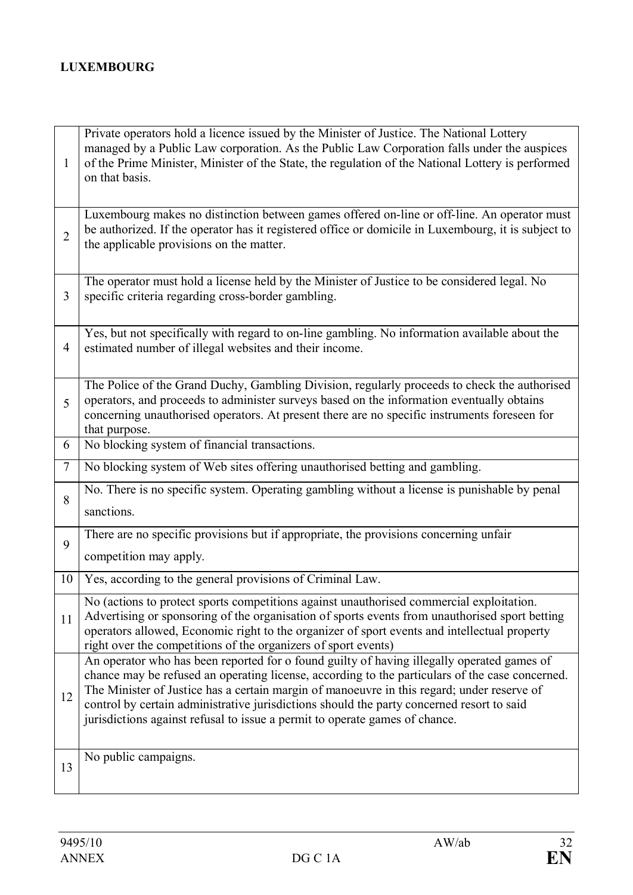**LUXEMBOURG**

| | |
|---|---|
| 1 | Private operators hold a licence issued by the Minister of Justice. The National Lottery managed by a Public Law corporation. As the Public Law Corporation falls under the auspices of the Prime Minister, Minister of the State, the regulation of the National Lottery is performed on that basis. |
| 2 | Luxembourg makes no distinction between games offered on-line or off-line. An operator must be authorized. If the operator has it registered office or domicile in Luxembourg, it is subject to the applicable provisions on the matter. |
| 3 | The operator must hold a license held by the Minister of Justice to be considered legal. No specific criteria regarding cross-border gambling. |
| 4 | Yes, but not specifically with regard to on-line gambling. No information available about the estimated number of illegal websites and their income. |
| 5 | The Police of the Grand Duchy, Gambling Division, regularly proceeds to check the authorised operators, and proceeds to administer surveys based on the information eventually obtains concerning unauthorised operators. At present there are no specific instruments foreseen for that purpose. |
| 6 | No blocking system of financial transactions. |
| 7 | No blocking system of Web sites offering unauthorised betting and gambling. |
| 8 | No. There is no specific system. Operating gambling without a license is punishable by penal sanctions. |
| 9 | There are no specific provisions but if appropriate, the provisions concerning unfair competition may apply. |
| 10 | Yes, according to the general provisions of Criminal Law. |
| 11 | No (actions to protect sports competitions against unauthorised commercial exploitation. Advertising or sponsoring of the organisation of sports events from unauthorised sport betting operators allowed, Economic right to the organizer of sport events and intellectual property right over the competitions of the organizers of sport events) |
| 12 | An operator who has been reported for o found guilty of having illegally operated games of chance may be refused an operating license, according to the particulars of the case concerned. The Minister of Justice has a certain margin of manoeuvre in this regard; under reserve of control by certain administrative jurisdictions should the party concerned resort to said jurisdictions against refusal to issue a permit to operate games of chance. |
| 13 | No public campaigns. |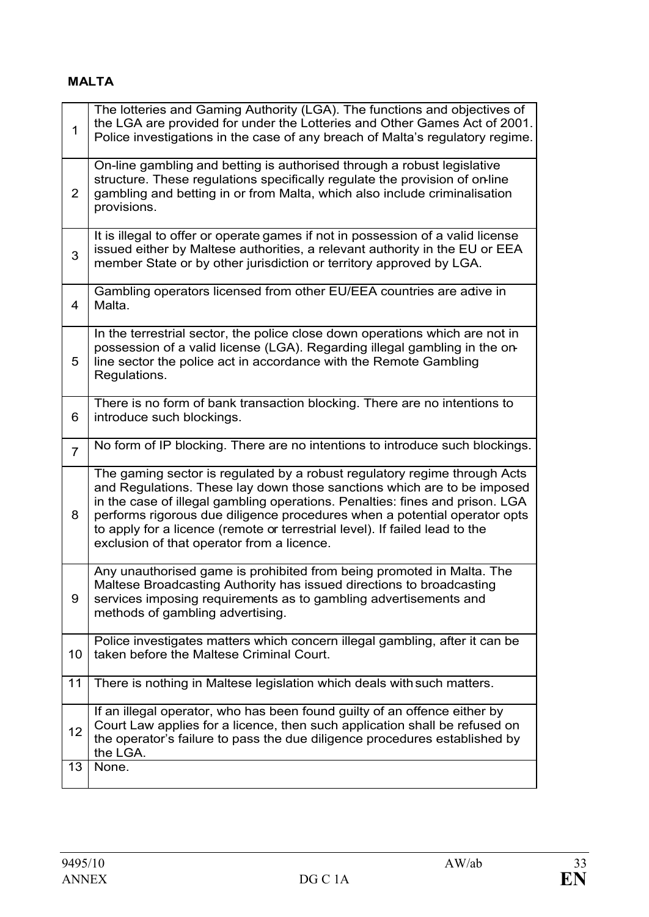**MALTA**

| | |
|---|---|
| 1 | The lotteries and Gaming Authority (LGA). The functions and objectives of the LGA are provided for under the Lotteries and Other Games Act of 2001. Police investigations in the case of any breach of Malta's regulatory regime. |
| 2 | On-line gambling and betting is authorised through a robust legislative structure. These regulations specifically regulate the provision of on-line gambling and betting in or from Malta, which also include criminalisation provisions. |
| 3 | It is illegal to offer or operate games if not in possession of a valid license issued either by Maltese authorities, a relevant authority in the EU or EEA member State or by other jurisdiction or territory approved by LGA. |
| 4 | Gambling operators licensed from other EU/EEA countries are active in Malta. |
| 5 | In the terrestrial sector, the police close down operations which are not in possession of a valid license (LGA). Regarding illegal gambling in the on-line sector the police act in accordance with the Remote Gambling Regulations. |
| 6 | There is no form of bank transaction blocking. There are no intentions to introduce such blockings. |
| 7 | No form of IP blocking. There are no intentions to introduce such blockings. |
| 8 | The gaming sector is regulated by a robust regulatory regime through Acts and Regulations. These lay down those sanctions which are to be imposed in the case of illegal gambling operations. Penalties: fines and prison. LGA performs rigorous due diligence procedures when a potential operator opts to apply for a licence (remote or terrestrial level). If failed lead to the exclusion of that operator from a licence. |
| 9 | Any unauthorised game is prohibited from being promoted in Malta. The Maltese Broadcasting Authority has issued directions to broadcasting services imposing requirements as to gambling advertisements and methods of gambling advertising. |
| 10 | Police investigates matters which concern illegal gambling, after it can be taken before the Maltese Criminal Court. |
| 11 | There is nothing in Maltese legislation which deals with such matters. |
| 12 | If an illegal operator, who has been found guilty of an offence either by Court Law applies for a licence, then such application shall be refused on the operator's failure to pass the due diligence procedures established by the LGA. |
| 13 | None. |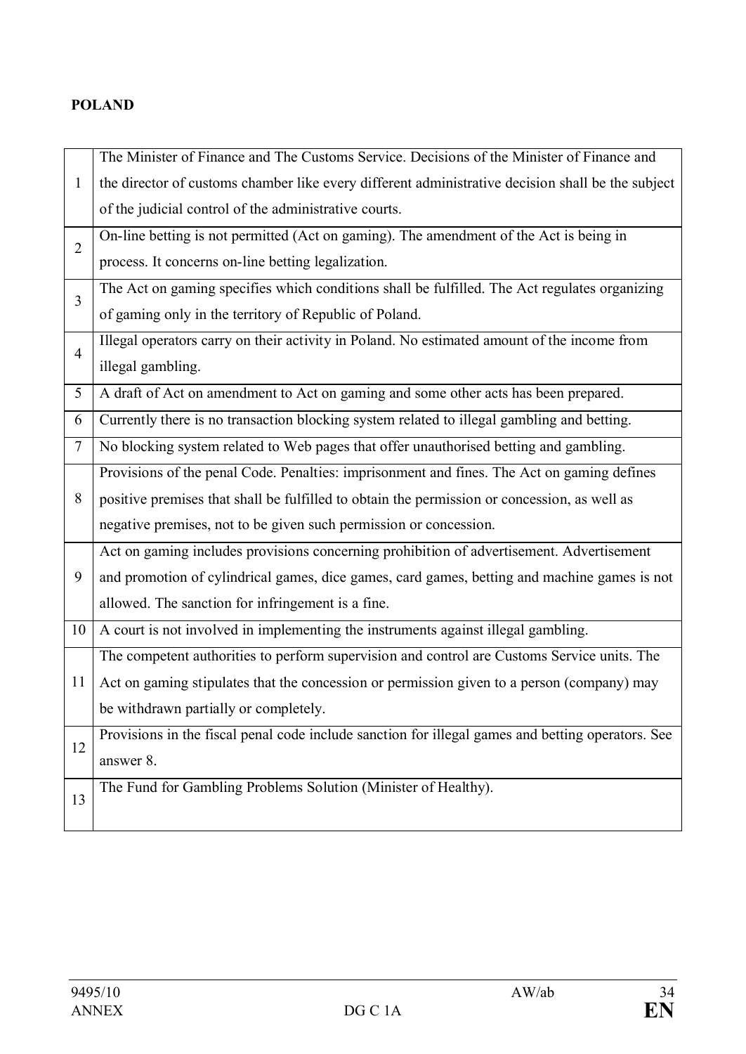**POLAND**

| | |
|---|---|
| 1 | The Minister of Finance and The Customs Service. Decisions of the Minister of Finance and the director of customs chamber like every different administrative decision shall be the subject of the judicial control of the administrative courts. |
| 2 | On-line betting is not permitted (Act on gaming). The amendment of the Act is being in process. It concerns on-line betting legalization. |
| 3 | The Act on gaming specifies which conditions shall be fulfilled. The Act regulates organizing of gaming only in the territory of Republic of Poland. |
| 4 | Illegal operators carry on their activity in Poland. No estimated amount of the income from illegal gambling. |
| 5 | A draft of Act on amendment to Act on gaming and some other acts has been prepared. |
| 6 | Currently there is no transaction blocking system related to illegal gambling and betting. |
| 7 | No blocking system related to Web pages that offer unauthorised betting and gambling. |
| 8 | Provisions of the penal Code. Penalties: imprisonment and fines. The Act on gaming defines positive premises that shall be fulfilled to obtain the permission or concession, as well as negative premises, not to be given such permission or concession. |
| 9 | Act on gaming includes provisions concerning prohibition of advertisement. Advertisement and promotion of cylindrical games, dice games, card games, betting and machine games is not allowed. The sanction for infringement is a fine. |
| 10 | A court is not involved in implementing the instruments against illegal gambling. |
| 11 | The competent authorities to perform supervision and control are Customs Service units. The Act on gaming stipulates that the concession or permission given to a person (company) may be withdrawn partially or completely. |
| 12 | Provisions in the fiscal penal code include sanction for illegal games and betting operators. See answer 8. |
| 13 | The Fund for Gambling Problems Solution (Minister of Healthy). |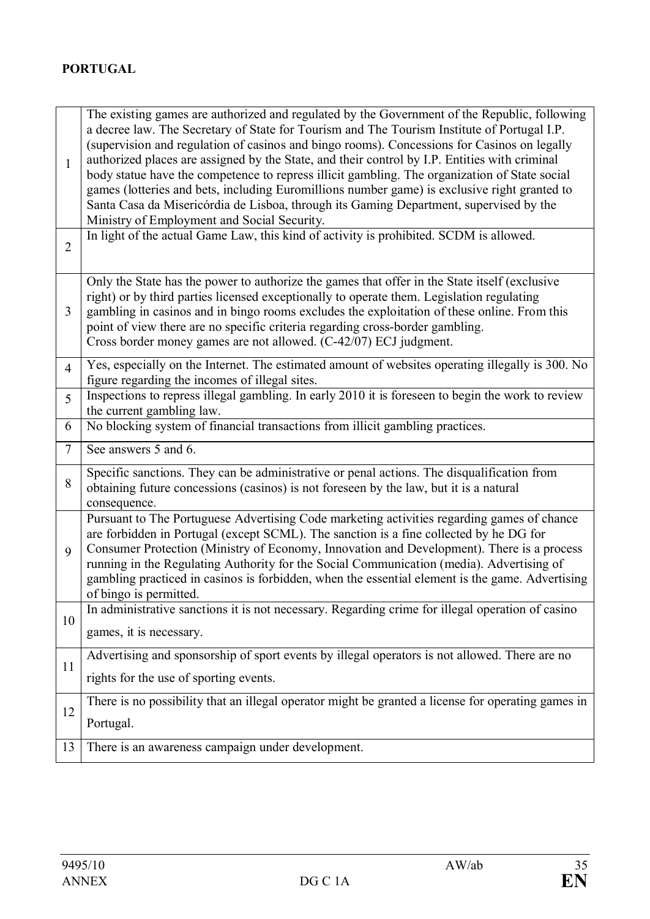**PORTUGAL**

| | |
|---|---|
| 1 | The existing games are authorized and regulated by the Government of the Republic, following a decree law. The Secretary of State for Tourism and The Tourism Institute of Portugal I.P. (supervision and regulation of casinos and bingo rooms). Concessions for Casinos on legally authorized places are assigned by the State, and their control by I.P. Entities with criminal body statue have the competence to repress illicit gambling. The organization of State social games (lotteries and bets, including Euromillions number game) is exclusive right granted to Santa Casa da Misericórdia de Lisboa, through its Gaming Department, supervised by the Ministry of Employment and Social Security. |
| 2 | In light of the actual Game Law, this kind of activity is prohibited. SCDM is allowed. |
| 3 | Only the State has the power to authorize the games that offer in the State itself (exclusive right) or by third parties licensed exceptionally to operate them. Legislation regulating gambling in casinos and in bingo rooms excludes the exploitation of these online. From this point of view there are no specific criteria regarding cross-border gambling. Cross border money games are not allowed. (C-42/07) ECJ judgment. |
| 4 | Yes, especially on the Internet. The estimated amount of websites operating illegally is 300. No figure regarding the incomes of illegal sites. |
| 5 | Inspections to repress illegal gambling. In early 2010 it is foreseen to begin the work to review the current gambling law. |
| 6 | No blocking system of financial transactions from illicit gambling practices. |
| 7 | See answers 5 and 6. |
| 8 | Specific sanctions. They can be administrative or penal actions. The disqualification from obtaining future concessions (casinos) is not foreseen by the law, but it is a natural consequence. |
| 9 | Pursuant to The Portuguese Advertising Code marketing activities regarding games of chance are forbidden in Portugal (except SCML). The sanction is a fine collected by he DG for Consumer Protection (Ministry of Economy, Innovation and Development). There is a process running in the Regulating Authority for the Social Communication (media). Advertising of gambling practiced in casinos is forbidden, when the essential element is the game. Advertising of bingo is permitted. |
| 10 | In administrative sanctions it is not necessary. Regarding crime for illegal operation of casino games, it is necessary. |
| 11 | Advertising and sponsorship of sport events by illegal operators is not allowed. There are no rights for the use of sporting events. |
| 12 | There is no possibility that an illegal operator might be granted a license for operating games in Portugal. |
| 13 | There is an awareness campaign under development. |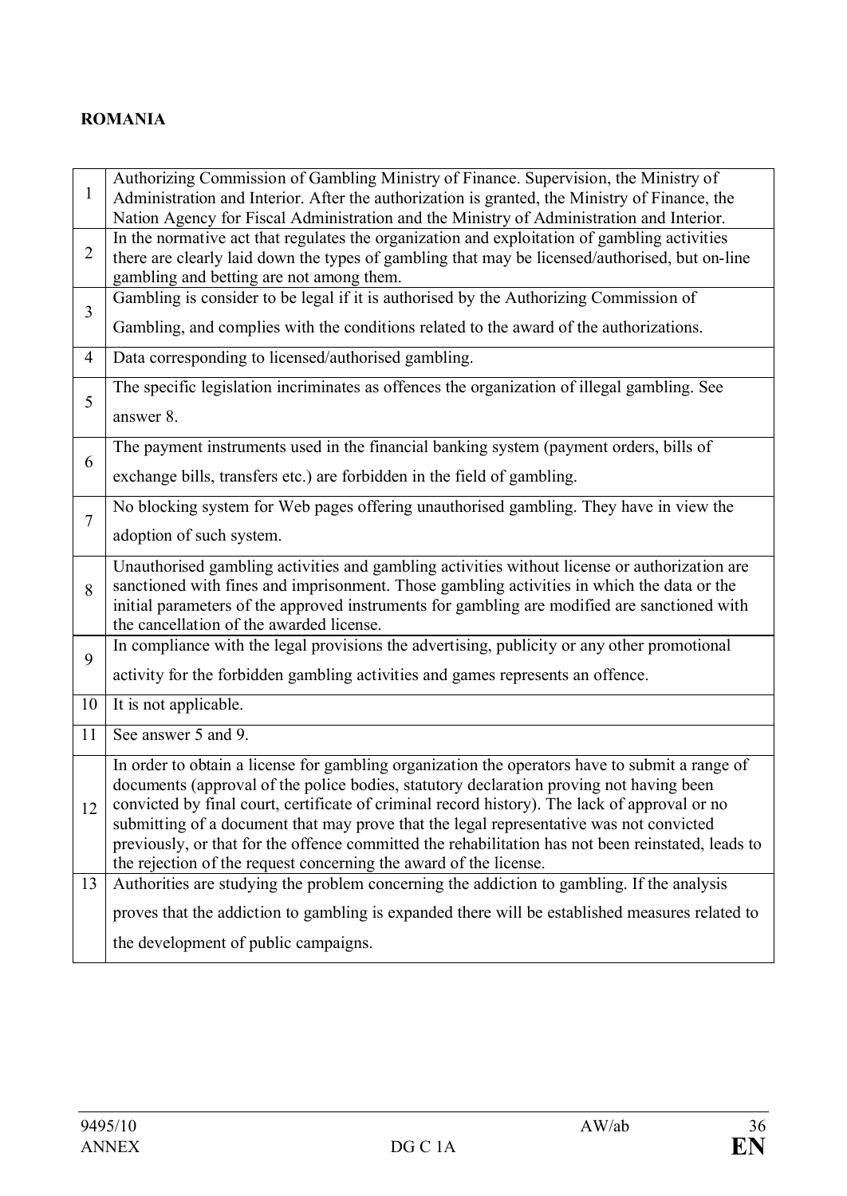**ROMANIA**

| | |
|---|---|
| 1 | Authorizing Commission of Gambling Ministry of Finance. Supervision, the Ministry of Administration and Interior. After the authorization is granted, the Ministry of Finance, the Nation Agency for Fiscal Administration and the Ministry of Administration and Interior. |
| 2 | In the normative act that regulates the organization and exploitation of gambling activities there are clearly laid down the types of gambling that may be licensed/authorised, but on-line gambling and betting are not among them. |
| 3 | Gambling is consider to be legal if it is authorised by the Authorizing Commission of Gambling, and complies with the conditions related to the award of the authorizations. |
| 4 | Data corresponding to licensed/authorised gambling. |
| 5 | The specific legislation incriminates as offences the organization of illegal gambling. See answer 8. |
| 6 | The payment instruments used in the financial banking system (payment orders, bills of exchange bills, transfers etc.) are forbidden in the field of gambling. |
| 7 | No blocking system for Web pages offering unauthorised gambling. They have in view the adoption of such system. |
| 8 | Unauthorised gambling activities and gambling activities without license or authorization are sanctioned with fines and imprisonment. Those gambling activities in which the data or the initial parameters of the approved instruments for gambling are modified are sanctioned with the cancellation of the awarded license. |
| 9 | In compliance with the legal provisions the advertising, publicity or any other promotional activity for the forbidden gambling activities and games represents an offence. |
| 10 | It is not applicable. |
| 11 | See answer 5 and 9. |
| 12 | In order to obtain a license for gambling organization the operators have to submit a range of documents (approval of the police bodies, statutory declaration proving not having been convicted by final court, certificate of criminal record history). The lack of approval or no submitting of a document that may prove that the legal representative was not convicted previously, or that for the offence committed the rehabilitation has not been reinstated, leads to the rejection of the request concerning the award of the license. |
| 13 | Authorities are studying the problem concerning the addiction to gambling. If the analysis proves that the addiction to gambling is expanded there will be established measures related to the development of public campaigns. |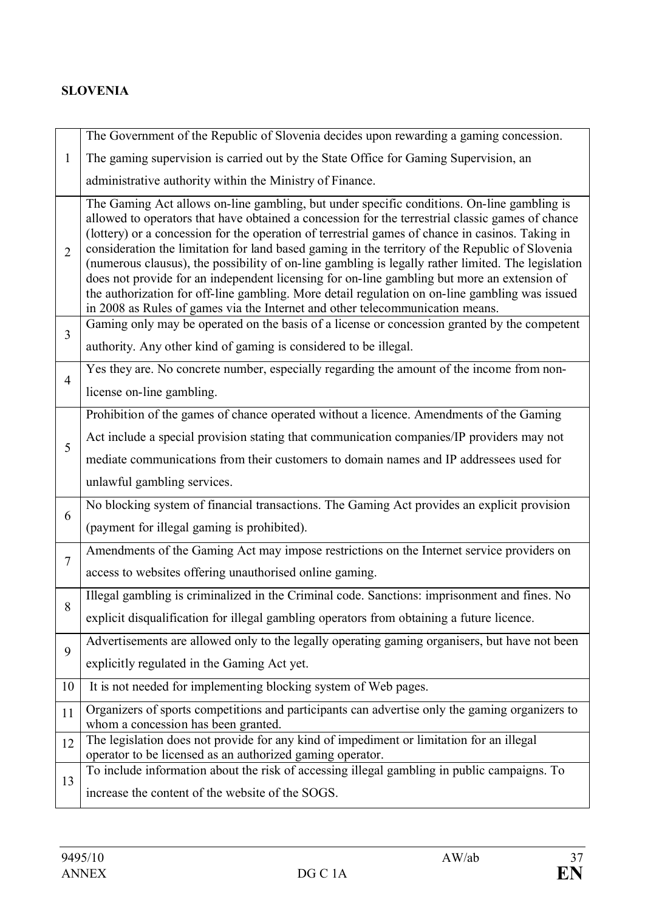**SLOVENIA**

| | |
|---|---|
| 1 | The Government of the Republic of Slovenia decides upon rewarding a gaming concession. The gaming supervision is carried out by the State Office for Gaming Supervision, an administrative authority within the Ministry of Finance. |
| 2 | The Gaming Act allows on-line gambling, but under specific conditions. On-line gambling is allowed to operators that have obtained a concession for the terrestrial classic games of chance (lottery) or a concession for the operation of terrestrial games of chance in casinos. Taking in consideration the limitation for land based gaming in the territory of the Republic of Slovenia (numerous clausus), the possibility of on-line gambling is legally rather limited. The legislation does not provide for an independent licensing for on-line gambling but more an extension of the authorization for off-line gambling. More detail regulation on on-line gambling was issued in 2008 as Rules of games via the Internet and other telecommunication means. |
| 3 | Gaming only may be operated on the basis of a license or concession granted by the competent authority. Any other kind of gaming is considered to be illegal. |
| 4 | Yes they are. No concrete number, especially regarding the amount of the income from non-license on-line gambling. |
| 5 | Prohibition of the games of chance operated without a licence. Amendments of the Gaming Act include a special provision stating that communication companies/IP providers may not mediate communications from their customers to domain names and IP addressees used for unlawful gambling services. |
| 6 | No blocking system of financial transactions. The Gaming Act provides an explicit provision (payment for illegal gaming is prohibited). |
| 7 | Amendments of the Gaming Act may impose restrictions on the Internet service providers on access to websites offering unauthorised online gaming. |
| 8 | Illegal gambling is criminalized in the Criminal code. Sanctions: imprisonment and fines. No explicit disqualification for illegal gambling operators from obtaining a future licence. |
| 9 | Advertisements are allowed only to the legally operating gaming organisers, but have not been explicitly regulated in the Gaming Act yet. |
| 10 | It is not needed for implementing blocking system of Web pages. |
| 11 | Organizers of sports competitions and participants can advertise only the gaming organizers to whom a concession has been granted. |
| 12 | The legislation does not provide for any kind of impediment or limitation for an illegal operator to be licensed as an authorized gaming operator. |
| 13 | To include information about the risk of accessing illegal gambling in public campaigns. To increase the content of the website of the SOGS. |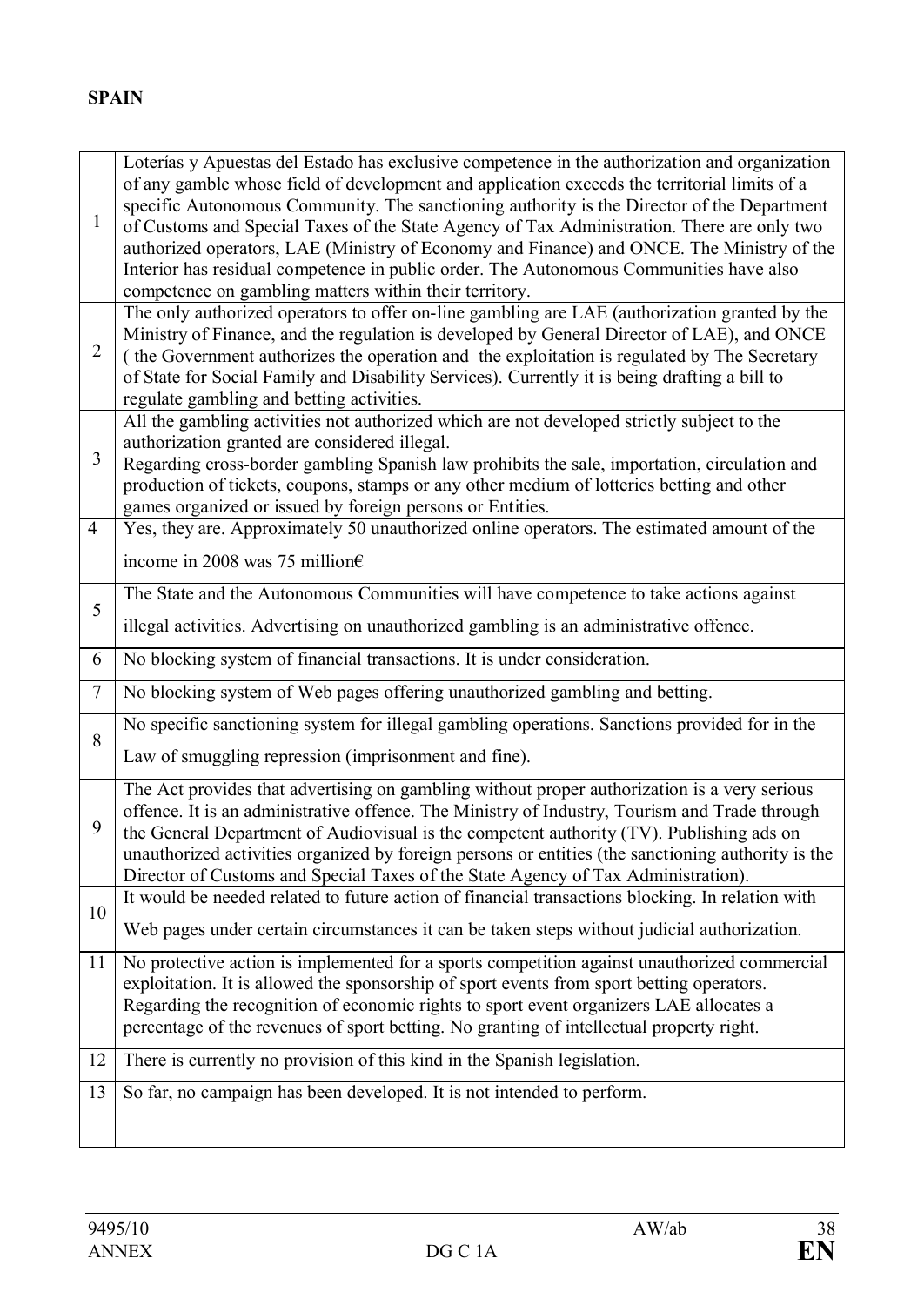**SPAIN**

| | |
|---|---|
| 1 | Loterías y Apuestas del Estado has exclusive competence in the authorization and organization of any gamble whose field of development and application exceeds the territorial limits of a specific Autonomous Community. The sanctioning authority is the Director of the Department of Customs and Special Taxes of the State Agency of Tax Administration. There are only two authorized operators, LAE (Ministry of Economy and Finance) and ONCE. The Ministry of the Interior has residual competence in public order. The Autonomous Communities have also competence on gambling matters within their territory. |
| 2 | The only authorized operators to offer on-line gambling are LAE (authorization granted by the Ministry of Finance, and the regulation is developed by General Director of LAE), and ONCE ( the Government authorizes the operation and the exploitation is regulated by The Secretary of State for Social Family and Disability Services). Currently it is being drafting a bill to regulate gambling and betting activities. |
| 3 | All the gambling activities not authorized which are not developed strictly subject to the authorization granted are considered illegal.<br>Regarding cross-border gambling Spanish law prohibits the sale, importation, circulation and production of tickets, coupons, stamps or any other medium of lotteries betting and other games organized or issued by foreign persons or Entities. |
| 4 | Yes, they are. Approximately 50 unauthorized online operators. The estimated amount of the income in 2008 was 75 million€ |
| 5 | The State and the Autonomous Communities will have competence to take actions against illegal activities. Advertising on unauthorized gambling is an administrative offence. |
| 6 | No blocking system of financial transactions. It is under consideration. |
| 7 | No blocking system of Web pages offering unauthorized gambling and betting. |
| 8 | No specific sanctioning system for illegal gambling operations. Sanctions provided for in the Law of smuggling repression (imprisonment and fine). |
| 9 | The Act provides that advertising on gambling without proper authorization is a very serious offence. It is an administrative offence. The Ministry of Industry, Tourism and Trade through the General Department of Audiovisual is the competent authority (TV). Publishing ads on unauthorized activities organized by foreign persons or entities (the sanctioning authority is the Director of Customs and Special Taxes of the State Agency of Tax Administration). |
| 10 | It would be needed related to future action of financial transactions blocking. In relation with Web pages under certain circumstances it can be taken steps without judicial authorization. |
| 11 | No protective action is implemented for a sports competition against unauthorized commercial exploitation. It is allowed the sponsorship of sport events from sport betting operators. Regarding the recognition of economic rights to sport event organizers LAE allocates a percentage of the revenues of sport betting. No granting of intellectual property right. |
| 12 | There is currently no provision of this kind in the Spanish legislation. |
| 13 | So far, no campaign has been developed. It is not intended to perform. |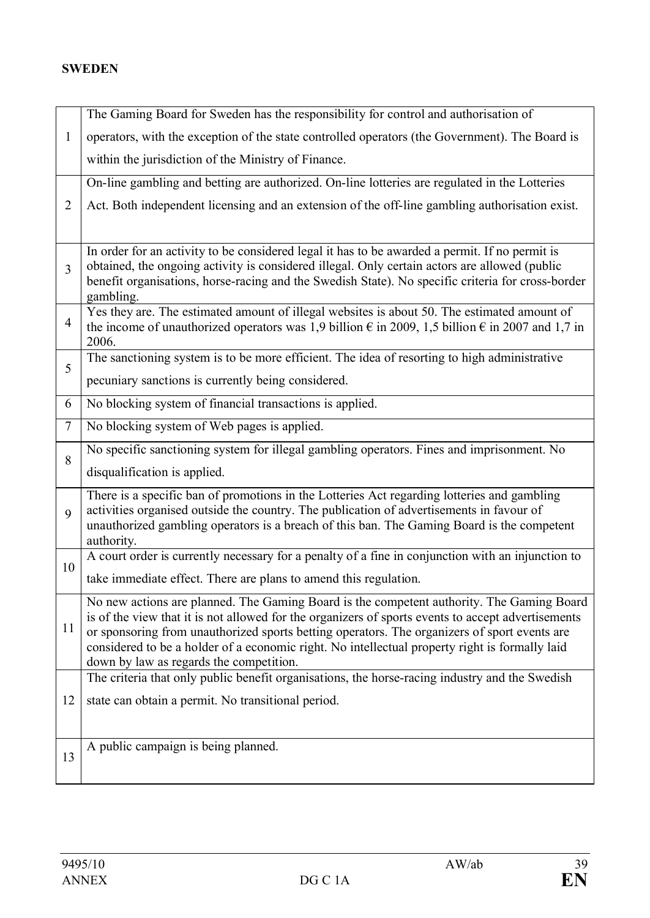**SWEDEN**

| | |
|---|---|
| 1 | The Gaming Board for Sweden has the responsibility for control and authorisation of operators, with the exception of the state controlled operators (the Government). The Board is within the jurisdiction of the Ministry of Finance. |
| 2 | On-line gambling and betting are authorized. On-line lotteries are regulated in the Lotteries Act. Both independent licensing and an extension of the off-line gambling authorisation exist. |
| 3 | In order for an activity to be considered legal it has to be awarded a permit. If no permit is obtained, the ongoing activity is considered illegal. Only certain actors are allowed (public benefit organisations, horse-racing and the Swedish State). No specific criteria for cross-border gambling. |
| 4 | Yes they are. The estimated amount of illegal websites is about 50. The estimated amount of the income of unauthorized operators was 1,9 billion € in 2009, 1,5 billion € in 2007 and 1,7 in 2006. |
| 5 | The sanctioning system is to be more efficient. The idea of resorting to high administrative pecuniary sanctions is currently being considered. |
| 6 | No blocking system of financial transactions is applied. |
| 7 | No blocking system of Web pages is applied. |
| 8 | No specific sanctioning system for illegal gambling operators. Fines and imprisonment. No disqualification is applied. |
| 9 | There is a specific ban of promotions in the Lotteries Act regarding lotteries and gambling activities organised outside the country. The publication of advertisements in favour of unauthorized gambling operators is a breach of this ban. The Gaming Board is the competent authority. |
| 10 | A court order is currently necessary for a penalty of a fine in conjunction with an injunction to take immediate effect. There are plans to amend this regulation. |
| 11 | No new actions are planned. The Gaming Board is the competent authority. The Gaming Board is of the view that it is not allowed for the organizers of sports events to accept advertisements or sponsoring from unauthorized sports betting operators. The organizers of sport events are considered to be a holder of a economic right. No intellectual property right is formally laid down by law as regards the competition. |
| 12 | The criteria that only public benefit organisations, the horse-racing industry and the Swedish state can obtain a permit. No transitional period. |
| 13 | A public campaign is being planned. |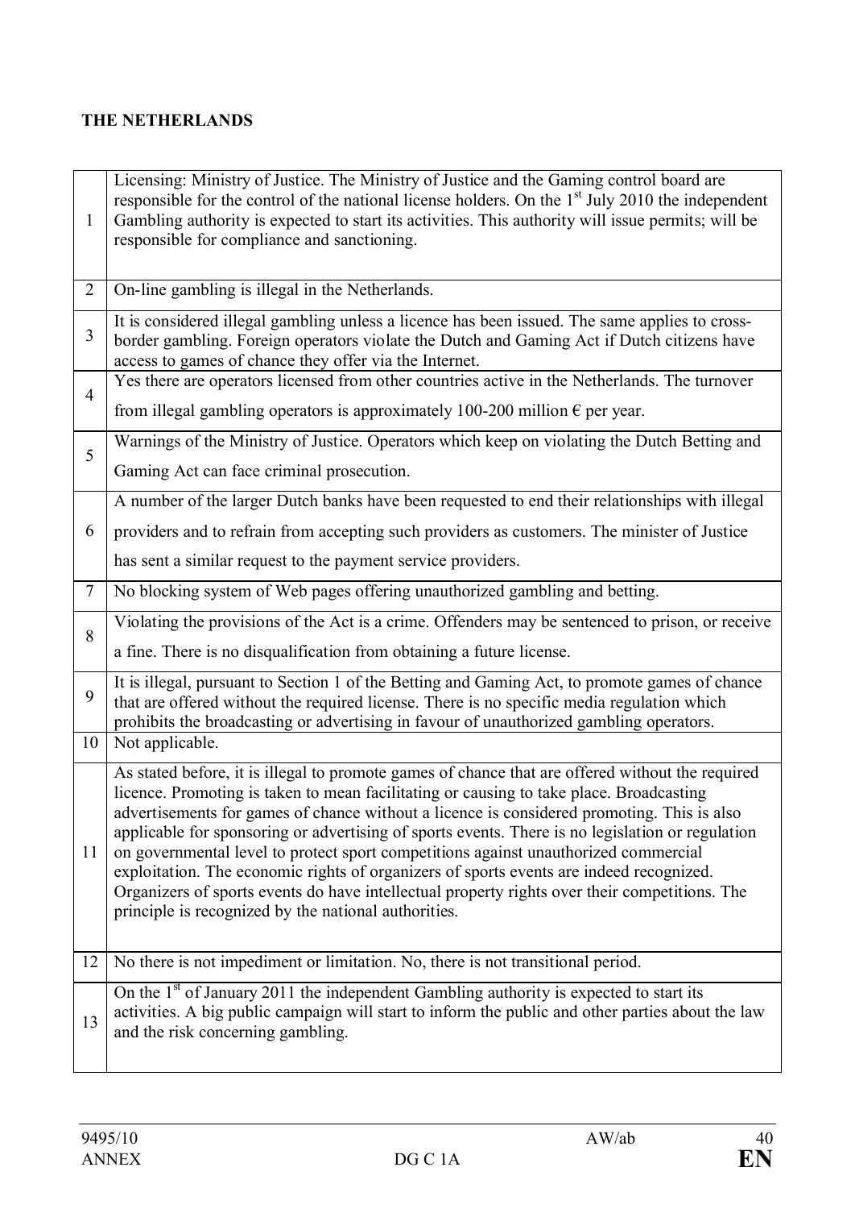**THE NETHERLANDS**

| | |
|---|---|
| 1 | Licensing: Ministry of Justice. The Ministry of Justice and the Gaming control board are responsible for the control of the national license holders. On the 1st July 2010 the independent Gambling authority is expected to start its activities. This authority will issue permits; will be responsible for compliance and sanctioning. |
| 2 | On-line gambling is illegal in the Netherlands. |
| 3 | It is considered illegal gambling unless a licence has been issued. The same applies to cross-border gambling. Foreign operators violate the Dutch and Gaming Act if Dutch citizens have access to games of chance they offer via the Internet. |
| 4 | Yes there are operators licensed from other countries active in the Netherlands. The turnover from illegal gambling operators is approximately 100-200 million € per year. |
| 5 | Warnings of the Ministry of Justice. Operators which keep on violating the Dutch Betting and Gaming Act can face criminal prosecution. |
| 6 | A number of the larger Dutch banks have been requested to end their relationships with illegal providers and to refrain from accepting such providers as customers. The minister of Justice has sent a similar request to the payment service providers. |
| 7 | No blocking system of Web pages offering unauthorized gambling and betting. |
| 8 | Violating the provisions of the Act is a crime. Offenders may be sentenced to prison, or receive a fine. There is no disqualification from obtaining a future license. |
| 9 | It is illegal, pursuant to Section 1 of the Betting and Gaming Act, to promote games of chance that are offered without the required license. There is no specific media regulation which prohibits the broadcasting or advertising in favour of unauthorized gambling operators. |
| 10 | Not applicable. |
| 11 | As stated before, it is illegal to promote games of chance that are offered without the required licence. Promoting is taken to mean facilitating or causing to take place. Broadcasting advertisements for games of chance without a licence is considered promoting. This is also applicable for sponsoring or advertising of sports events. There is no legislation or regulation on governmental level to protect sport competitions against unauthorized commercial exploitation. The economic rights of organizers of sports events are indeed recognized. Organizers of sports events do have intellectual property rights over their competitions. The principle is recognized by the national authorities. |
| 12 | No there is not impediment or limitation. No, there is not transitional period. |
| 13 | On the 1st of January 2011 the independent Gambling authority is expected to start its activities. A big public campaign will start to inform the public and other parties about the law and the risk concerning gambling. |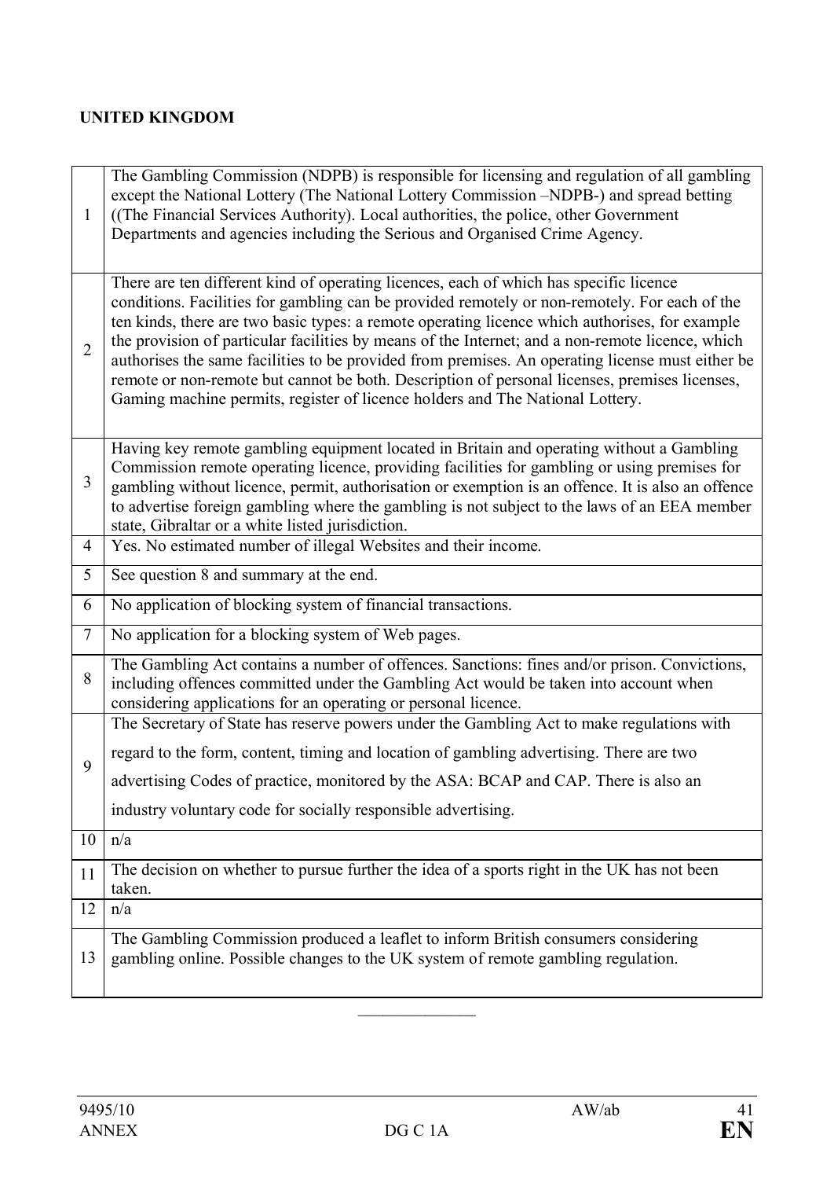**UNITED KINGDOM**

| | |
|---|---|
| 1 | The Gambling Commission (NDPB) is responsible for licensing and regulation of all gambling except the National Lottery (The National Lottery Commission –NDPB-) and spread betting ((The Financial Services Authority). Local authorities, the police, other Government Departments and agencies including the Serious and Organised Crime Agency. |
| 2 | There are ten different kind of operating licences, each of which has specific licence conditions. Facilities for gambling can be provided remotely or non-remotely. For each of the ten kinds, there are two basic types: a remote operating licence which authorises, for example the provision of particular facilities by means of the Internet; and a non-remote licence, which authorises the same facilities to be provided from premises. An operating license must either be remote or non-remote but cannot be both. Description of personal licenses, premises licenses, Gaming machine permits, register of licence holders and The National Lottery. |
| 3 | Having key remote gambling equipment located in Britain and operating without a Gambling Commission remote operating licence, providing facilities for gambling or using premises for gambling without licence, permit, authorisation or exemption is an offence. It is also an offence to advertise foreign gambling where the gambling is not subject to the laws of an EEA member state, Gibraltar or a white listed jurisdiction. |
| 4 | Yes. No estimated number of illegal Websites and their income. |
| 5 | See question 8 and summary at the end. |
| 6 | No application of blocking system of financial transactions. |
| 7 | No application for a blocking system of Web pages. |
| 8 | The Gambling Act contains a number of offences. Sanctions: fines and/or prison. Convictions, including offences committed under the Gambling Act would be taken into account when considering applications for an operating or personal licence. |
| 9 | The Secretary of State has reserve powers under the Gambling Act to make regulations with regard to the form, content, timing and location of gambling advertising. There are two advertising Codes of practice, monitored by the ASA: BCAP and CAP. There is also an industry voluntary code for socially responsible advertising. |
| 10 | n/a |
| 11 | The decision on whether to pursue further the idea of a sports right in the UK has not been taken. |
| 12 | n/a |
| 13 | The Gambling Commission produced a leaflet to inform British consumers considering gambling online. Possible changes to the UK system of remote gambling regulation. |

\_\_\_\_\_\_\_\_\_\_\_\_\_\_\_\_